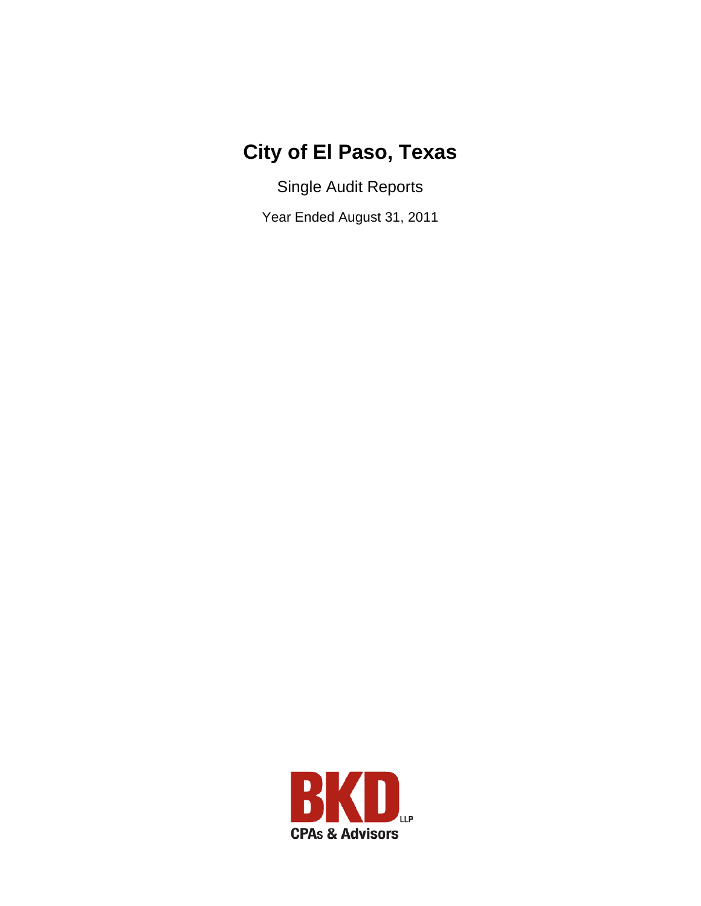# City of El Paso, Texas

Single Audit Reports

Year Ended August 31, 2011

BKD LLP

CPAs & Advisors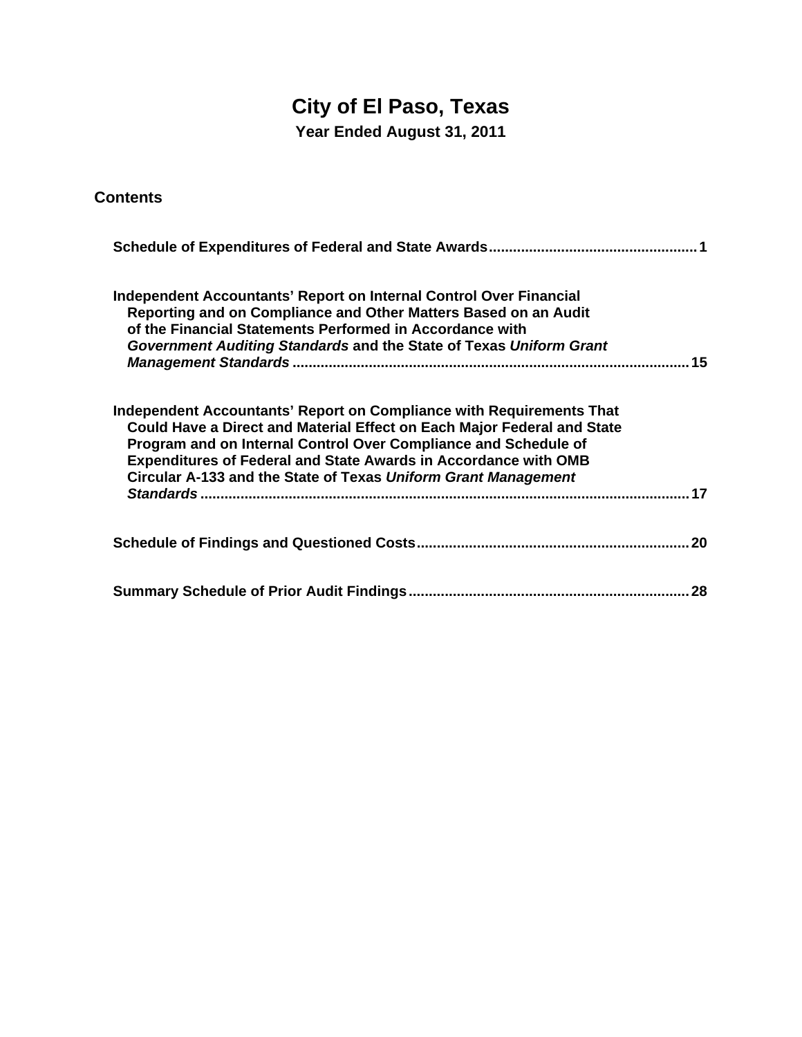# City of El Paso, Texas

**Year Ended August 31, 2011**

## Contents

| | |
|---|---|
| **Schedule of Expenditures of Federal and State Awards** | **1** |
| **Independent Accountants' Report on Internal Control Over Financial Reporting and on Compliance and Other Matters Based on an Audit of the Financial Statements Performed in Accordance with *Government Auditing Standards* and the State of Texas *Uniform Grant Management Standards*** | **15** |
| **Independent Accountants' Report on Compliance with Requirements That Could Have a Direct and Material Effect on Each Major Federal and State Program and on Internal Control Over Compliance and Schedule of Expenditures of Federal and State Awards in Accordance with OMB Circular A-133 and the State of Texas *Uniform Grant Management Standards*** | **17** |
| **Schedule of Findings and Questioned Costs** | **20** |
| **Summary Schedule of Prior Audit Findings** | **28** |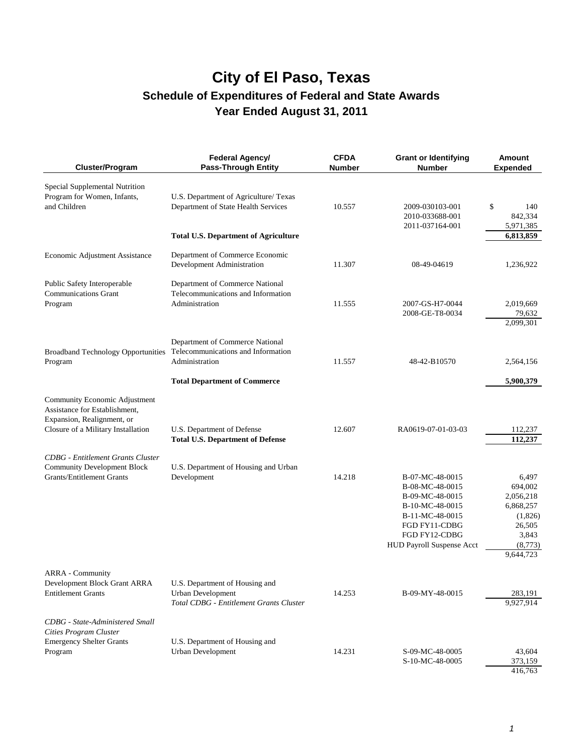# City of El Paso, Texas

## Schedule of Expenditures of Federal and State Awards

## Year Ended August 31, 2011

| Cluster/Program | Federal Agency/ Pass-Through Entity | CFDA Number | Grant or Identifying Number | Amount Expended |
|---|---|---|---|---|
| Special Supplemental Nutrition Program for Women, Infants, and Children | U.S. Department of Agriculture/ Texas Department of State Health Services | 10.557 | 2009-030103-001 | $ 140 |
| | | | 2010-033688-001 | 842,334 |
| | | | 2011-037164-001 | 5,971,385 |
| | **Total U.S. Department of Agriculture** | | | **6,813,859** |
| Economic Adjustment Assistance | Department of Commerce Economic Development Administration | 11.307 | 08-49-04619 | 1,236,922 |
| Public Safety Interoperable Communications Grant Program | Department of Commerce National Telecommunications and Information Administration | 11.555 | 2007-GS-H7-0044 | 2,019,669 |
| | | | 2008-GE-T8-0034 | 79,632 |
| | | | | 2,099,301 |
| Broadband Technology Opportunities Program | Department of Commerce National Telecommunications and Information Administration | 11.557 | 48-42-B10570 | 2,564,156 |
| | **Total Department of Commerce** | | | **5,900,379** |
| Community Economic Adjustment Assistance for Establishment, Expansion, Realignment, or Closure of a Military Installation | U.S. Department of Defense | 12.607 | RA0619-07-01-03-03 | 112,237 |
| | **Total U.S. Department of Defense** | | | **112,237** |
| *CDBG - Entitlement Grants Cluster* | | | | |
| Community Development Block Grants/Entitlement Grants | U.S. Department of Housing and Urban Development | 14.218 | B-07-MC-48-0015 | 6,497 |
| | | | B-08-MC-48-0015 | 694,002 |
| | | | B-09-MC-48-0015 | 2,056,218 |
| | | | B-10-MC-48-0015 | 6,868,257 |
| | | | B-11-MC-48-0015 | (1,826) |
| | | | FGD FY11-CDBG | 26,505 |
| | | | FGD FY12-CDBG | 3,843 |
| | | | HUD Payroll Suspense Acct | (8,773) |
| | | | | 9,644,723 |
| ARRA - Community Development Block Grant ARRA Entitlement Grants | U.S. Department of Housing and Urban Development | 14.253 | B-09-MY-48-0015 | 283,191 |
| | *Total CDBG - Entitlement Grants Cluster* | | | 9,927,914 |
| *CDBG - State-Administered Small Cities Program Cluster* | | | | |
| Emergency Shelter Grants Program | U.S. Department of Housing and Urban Development | 14.231 | S-09-MC-48-0005 | 43,604 |
| | | | S-10-MC-48-0005 | 373,159 |
| | | | | 416,763 |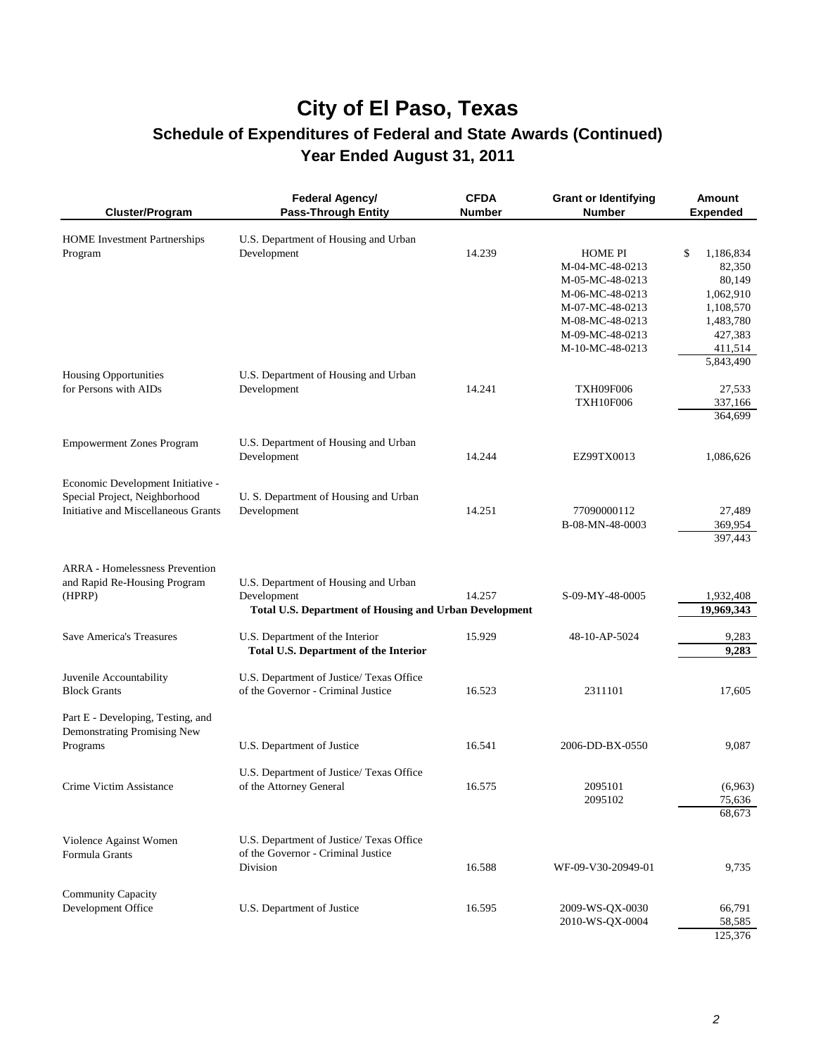# City of El Paso, Texas

## Schedule of Expenditures of Federal and State Awards (Continued)

## Year Ended August 31, 2011

| Cluster/Program | Federal Agency/ Pass-Through Entity | CFDA Number | Grant or Identifying Number | Amount Expended |
|---|---|---|---|---|
| HOME Investment Partnerships Program | U.S. Department of Housing and Urban Development | 14.239 | HOME PI | $ 1,186,834 |
| | | | M-04-MC-48-0213 | 82,350 |
| | | | M-05-MC-48-0213 | 80,149 |
| | | | M-06-MC-48-0213 | 1,062,910 |
| | | | M-07-MC-48-0213 | 1,108,570 |
| | | | M-08-MC-48-0213 | 1,483,780 |
| | | | M-09-MC-48-0213 | 427,383 |
| | | | M-10-MC-48-0213 | 411,514 |
| | | | | 5,843,490 |
| Housing Opportunities for Persons with AIDs | U.S. Department of Housing and Urban Development | 14.241 | TXH09F006 | 27,533 |
| | | | TXH10F006 | 337,166 |
| | | | | 364,699 |
| Empowerment Zones Program | U.S. Department of Housing and Urban Development | 14.244 | EZ99TX0013 | 1,086,626 |
| Economic Development Initiative - Special Project, Neighborhood Initiative and Miscellaneous Grants | U. S. Department of Housing and Urban Development | 14.251 | 77090000112 | 27,489 |
| | | | B-08-MN-48-0003 | 369,954 |
| | | | | 397,443 |
| ARRA - Homelessness Prevention and Rapid Re-Housing Program (HPRP) | U.S. Department of Housing and Urban Development | 14.257 | S-09-MY-48-0005 | 1,932,408 |
| | **Total U.S. Department of Housing and Urban Development** | | | **19,969,343** |
| Save America's Treasures | U.S. Department of the Interior | 15.929 | 48-10-AP-5024 | 9,283 |
| | **Total U.S. Department of the Interior** | | | **9,283** |
| Juvenile Accountability Block Grants | U.S. Department of Justice/ Texas Office of the Governor - Criminal Justice | 16.523 | 2311101 | 17,605 |
| Part E - Developing, Testing, and Demonstrating Promising New Programs | U.S. Department of Justice | 16.541 | 2006-DD-BX-0550 | 9,087 |
| Crime Victim Assistance | U.S. Department of Justice/ Texas Office of the Attorney General | 16.575 | 2095101 | (6,963) |
| | | | 2095102 | 75,636 |
| | | | | 68,673 |
| Violence Against Women Formula Grants | U.S. Department of Justice/ Texas Office of the Governor - Criminal Justice Division | 16.588 | WF-09-V30-20949-01 | 9,735 |
| Community Capacity Development Office | U.S. Department of Justice | 16.595 | 2009-WS-QX-0030 | 66,791 |
| | | | 2010-WS-QX-0004 | 58,585 |
| | | | | 125,376 |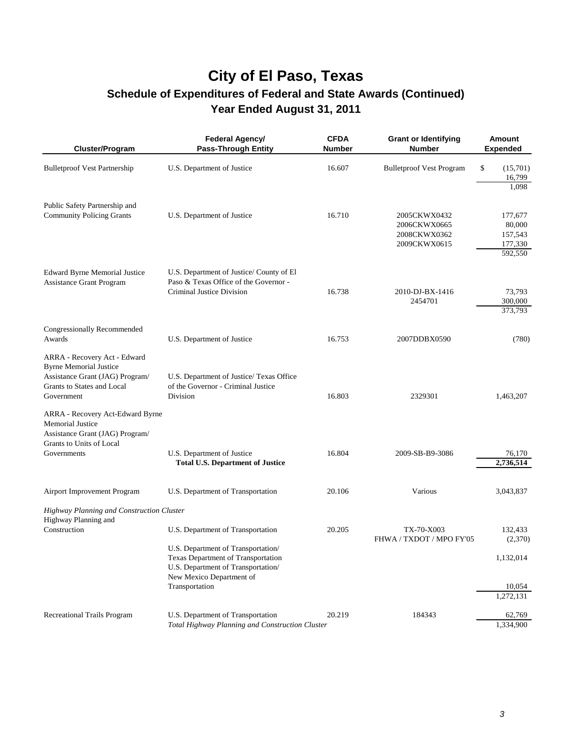# City of El Paso, Texas

## Schedule of Expenditures of Federal and State Awards (Continued)

## Year Ended August 31, 2011

| Cluster/Program | Federal Agency/ Pass-Through Entity | CFDA Number | Grant or Identifying Number | Amount Expended |
|---|---|---|---|---|
| Bulletproof Vest Partnership | U.S. Department of Justice | 16.607 | Bulletproof Vest Program | $ (15,701) |
| | | | | 16,799 |
| | | | | 1,098 |
| Public Safety Partnership and Community Policing Grants | U.S. Department of Justice | 16.710 | 2005CKWX0432 | 177,677 |
| | | | 2006CKWX0665 | 80,000 |
| | | | 2008CKWX0362 | 157,543 |
| | | | 2009CKWX0615 | 177,330 |
| | | | | 592,550 |
| Edward Byrne Memorial Justice Assistance Grant Program | U.S. Department of Justice/ County of El Paso & Texas Office of the Governor - Criminal Justice Division | 16.738 | 2010-DJ-BX-1416 | 73,793 |
| | | | 2454701 | 300,000 |
| | | | | 373,793 |
| Congressionally Recommended Awards | U.S. Department of Justice | 16.753 | 2007DDBX0590 | (780) |
| ARRA - Recovery Act - Edward Byrne Memorial Justice Assistance Grant (JAG) Program/ Grants to States and Local Government | U.S. Department of Justice/ Texas Office of the Governor - Criminal Justice Division | 16.803 | 2329301 | 1,463,207 |
| ARRA - Recovery Act-Edward Byrne Memorial Justice Assistance Grant (JAG) Program/ Grants to Units of Local Governments | U.S. Department of Justice | 16.804 | 2009-SB-B9-3086 | 76,170 |
| | **Total U.S. Department of Justice** | | | **2,736,514** |
| Airport Improvement Program | U.S. Department of Transportation | 20.106 | Various | 3,043,837 |
| *Highway Planning and Construction Cluster* | | | | |
| Highway Planning and Construction | U.S. Department of Transportation | 20.205 | TX-70-X003 | 132,433 |
| | | | FHWA / TXDOT / MPO FY'05 | (2,370) |
| | U.S. Department of Transportation/ Texas Department of Transportation | | | 1,132,014 |
| | U.S. Department of Transportation/ New Mexico Department of Transportation | | | 10,054 |
| | | | | 1,272,131 |
| Recreational Trails Program | U.S. Department of Transportation | 20.219 | 184343 | 62,769 |
| | *Total Highway Planning and Construction Cluster* | | | 1,334,900 |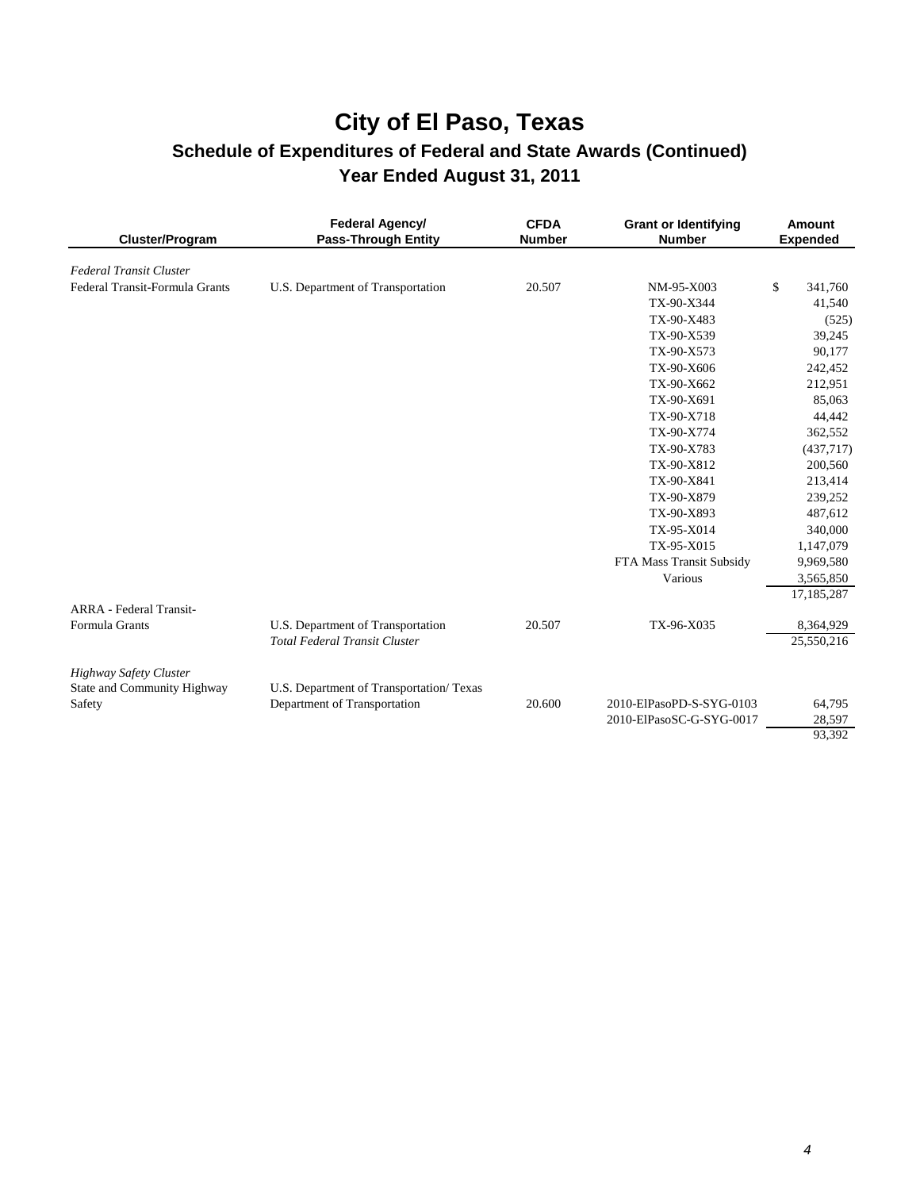# City of El Paso, Texas

## Schedule of Expenditures of Federal and State Awards (Continued)

### Year Ended August 31, 2011

| Cluster/Program | Federal Agency/ Pass-Through Entity | CFDA Number | Grant or Identifying Number | Amount Expended |
|---|---|---|---|---|
| *Federal Transit Cluster* | | | | |
| Federal Transit-Formula Grants | U.S. Department of Transportation | 20.507 | NM-95-X003 | $ 341,760 |
| | | | TX-90-X344 | 41,540 |
| | | | TX-90-X483 | (525) |
| | | | TX-90-X539 | 39,245 |
| | | | TX-90-X573 | 90,177 |
| | | | TX-90-X606 | 242,452 |
| | | | TX-90-X662 | 212,951 |
| | | | TX-90-X691 | 85,063 |
| | | | TX-90-X718 | 44,442 |
| | | | TX-90-X774 | 362,552 |
| | | | TX-90-X783 | (437,717) |
| | | | TX-90-X812 | 200,560 |
| | | | TX-90-X841 | 213,414 |
| | | | TX-90-X879 | 239,252 |
| | | | TX-90-X893 | 487,612 |
| | | | TX-95-X014 | 340,000 |
| | | | TX-95-X015 | 1,147,079 |
| | | | FTA Mass Transit Subsidy | 9,969,580 |
| | | | Various | 3,565,850 |
| | | | | 17,185,287 |
| ARRA - Federal Transit-Formula Grants | U.S. Department of Transportation | 20.507 | TX-96-X035 | 8,364,929 |
| | *Total Federal Transit Cluster* | | | 25,550,216 |
| *Highway Safety Cluster* | | | | |
| State and Community Highway Safety | U.S. Department of Transportation/ Texas Department of Transportation | 20.600 | 2010-ElPasoPD-S-SYG-0103 | 64,795 |
| | | | 2010-ElPasoSC-G-SYG-0017 | 28,597 |
| | | | | 93,392 |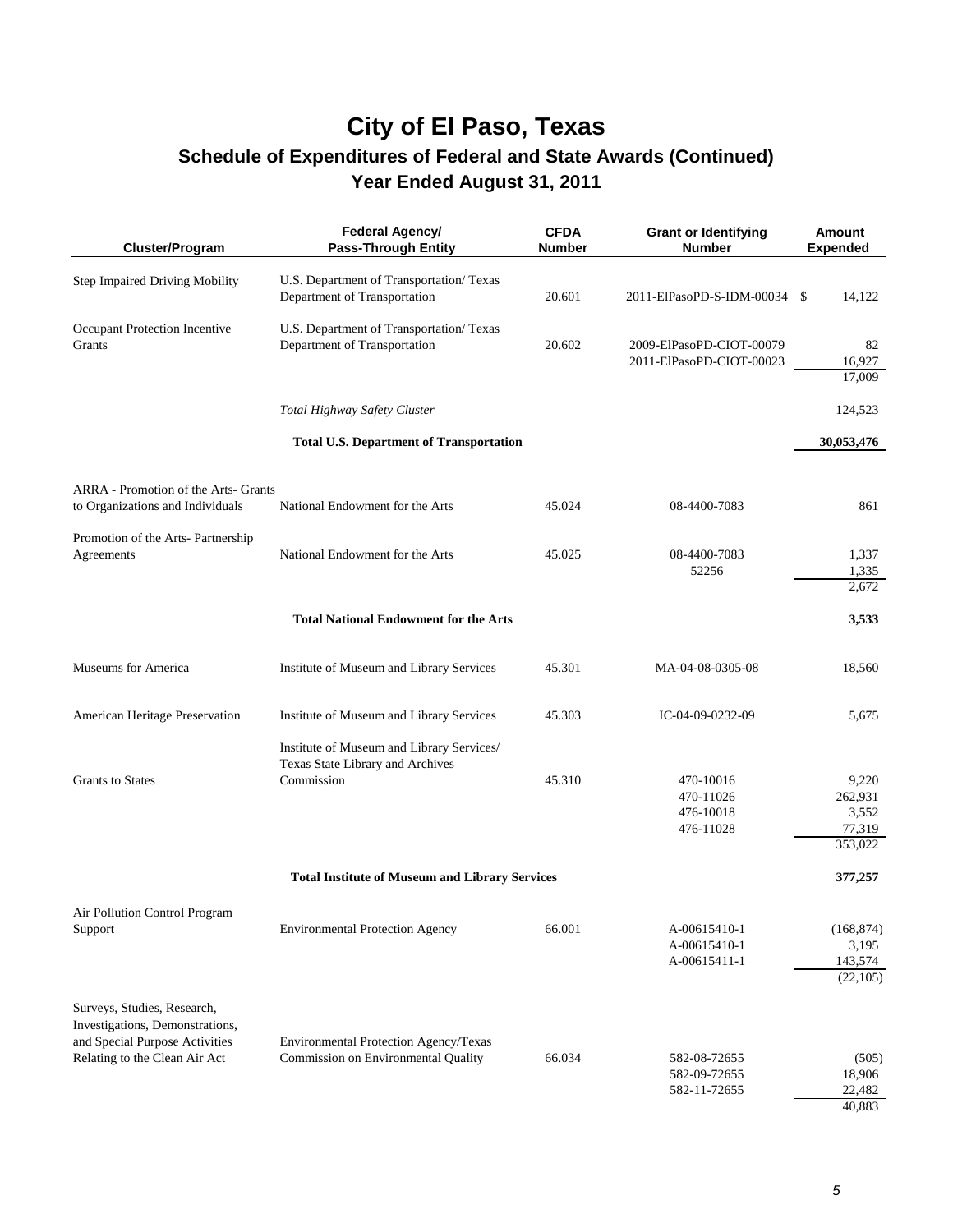# City of El Paso, Texas

## Schedule of Expenditures of Federal and State Awards (Continued)

### Year Ended August 31, 2011

| Cluster/Program | Federal Agency/ Pass-Through Entity | CFDA Number | Grant or Identifying Number | Amount Expended |
|---|---|---|---|---|
| Step Impaired Driving Mobility | U.S. Department of Transportation/ Texas Department of Transportation | 20.601 | 2011-ElPasoPD-S-IDM-00034 | $ 14,122 |
| Occupant Protection Incentive Grants | U.S. Department of Transportation/ Texas Department of Transportation | 20.602 | 2009-ElPasoPD-CIOT-00079 | 82 |
| | | | 2011-ElPasoPD-CIOT-00023 | 16,927 |
| | | | | 17,009 |
| | *Total Highway Safety Cluster* | | | 124,523 |
| | **Total U.S. Department of Transportation** | | | **30,053,476** |
| ARRA - Promotion of the Arts- Grants to Organizations and Individuals | National Endowment for the Arts | 45.024 | 08-4400-7083 | 861 |
| Promotion of the Arts- Partnership Agreements | National Endowment for the Arts | 45.025 | 08-4400-7083 | 1,337 |
| | | | 52256 | 1,335 |
| | | | | 2,672 |
| | **Total National Endowment for the Arts** | | | **3,533** |
| Museums for America | Institute of Museum and Library Services | 45.301 | MA-04-08-0305-08 | 18,560 |
| American Heritage Preservation | Institute of Museum and Library Services | 45.303 | IC-04-09-0232-09 | 5,675 |
| Grants to States | Institute of Museum and Library Services/ Texas State Library and Archives Commission | 45.310 | 470-10016 | 9,220 |
| | | | 470-11026 | 262,931 |
| | | | 476-10018 | 3,552 |
| | | | 476-11028 | 77,319 |
| | | | | 353,022 |
| | **Total Institute of Museum and Library Services** | | | **377,257** |
| Air Pollution Control Program Support | Environmental Protection Agency | 66.001 | A-00615410-1 | (168,874) |
| | | | A-00615410-1 | 3,195 |
| | | | A-00615411-1 | 143,574 |
| | | | | (22,105) |
| Surveys, Studies, Research, Investigations, Demonstrations, and Special Purpose Activities Relating to the Clean Air Act | Environmental Protection Agency/Texas Commission on Environmental Quality | 66.034 | 582-08-72655 | (505) |
| | | | 582-09-72655 | 18,906 |
| | | | 582-11-72655 | 22,482 |
| | | | | 40,883 |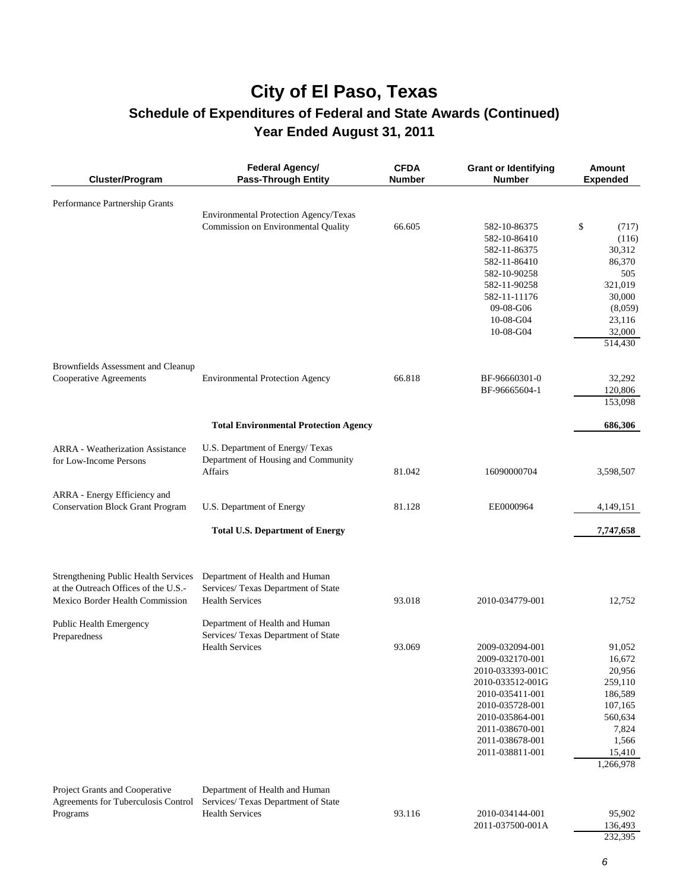# City of El Paso, Texas

## Schedule of Expenditures of Federal and State Awards (Continued)

## Year Ended August 31, 2011

| Cluster/Program | Federal Agency/ Pass-Through Entity | CFDA Number | Grant or Identifying Number | Amount Expended |
|---|---|---|---|---|
| Performance Partnership Grants | Environmental Protection Agency/Texas Commission on Environmental Quality | 66.605 | 582-10-86375 | $ (717) |
| | | | 582-10-86410 | (116) |
| | | | 582-11-86375 | 30,312 |
| | | | 582-11-86410 | 86,370 |
| | | | 582-10-90258 | 505 |
| | | | 582-11-90258 | 321,019 |
| | | | 582-11-11176 | 30,000 |
| | | | 09-08-G06 | (8,059) |
| | | | 10-08-G04 | 23,116 |
| | | | 10-08-G04 | 32,000 |
| | | | | 514,430 |
| Brownfields Assessment and Cleanup Cooperative Agreements | Environmental Protection Agency | 66.818 | BF-96660301-0 | 32,292 |
| | | | BF-96665604-1 | 120,806 |
| | | | | 153,098 |
| | **Total Environmental Protection Agency** | | | **686,306** |
| ARRA - Weatherization Assistance for Low-Income Persons | U.S. Department of Energy/ Texas Department of Housing and Community Affairs | 81.042 | 16090000704 | 3,598,507 |
| ARRA - Energy Efficiency and Conservation Block Grant Program | U.S. Department of Energy | 81.128 | EE0000964 | 4,149,151 |
| | **Total U.S. Department of Energy** | | | **7,747,658** |
| Strengthening Public Health Services at the Outreach Offices of the U.S.-Mexico Border Health Commission | Department of Health and Human Services/ Texas Department of State Health Services | 93.018 | 2010-034779-001 | 12,752 |
| Public Health Emergency Preparedness | Department of Health and Human Services/ Texas Department of State Health Services | 93.069 | 2009-032094-001 | 91,052 |
| | | | 2009-032170-001 | 16,672 |
| | | | 2010-033393-001C | 20,956 |
| | | | 2010-033512-001G | 259,110 |
| | | | 2010-035411-001 | 186,589 |
| | | | 2010-035728-001 | 107,165 |
| | | | 2010-035864-001 | 560,634 |
| | | | 2011-038670-001 | 7,824 |
| | | | 2011-038678-001 | 1,566 |
| | | | 2011-038811-001 | 15,410 |
| | | | | 1,266,978 |
| Project Grants and Cooperative Agreements for Tuberculosis Control Programs | Department of Health and Human Services/ Texas Department of State Health Services | 93.116 | 2010-034144-001 | 95,902 |
| | | | 2011-037500-001A | 136,493 |
| | | | | 232,395 |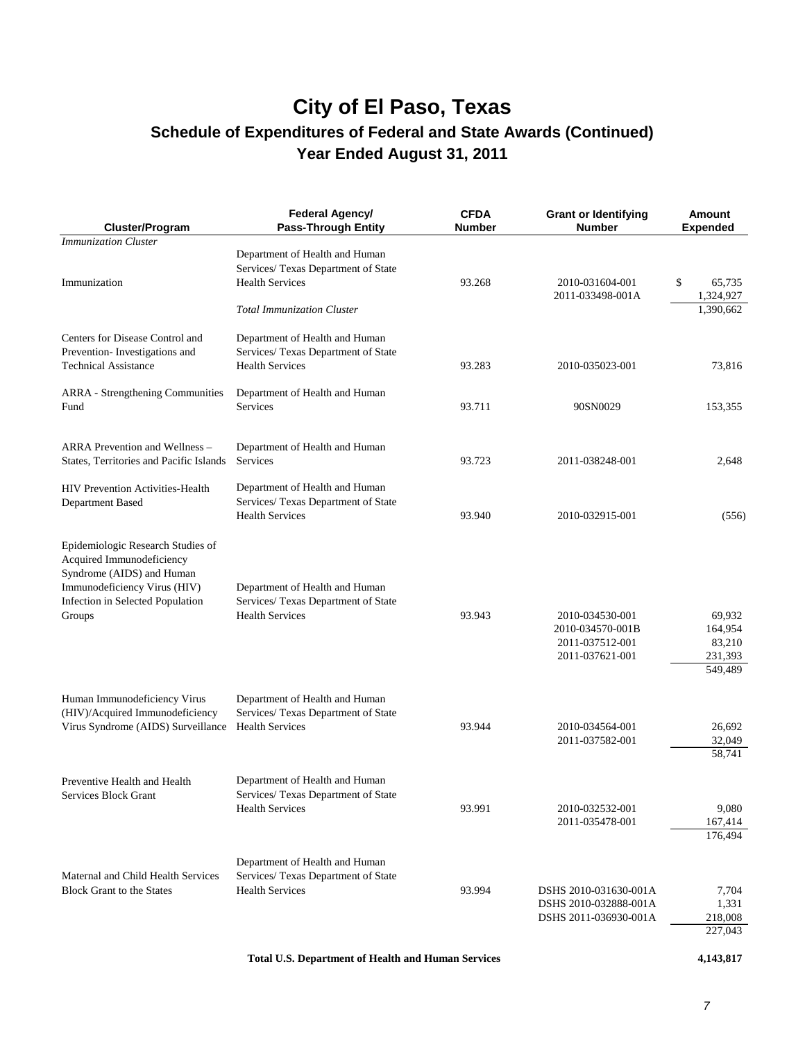# City of El Paso, Texas

## Schedule of Expenditures of Federal and State Awards (Continued)

## Year Ended August 31, 2011

| Cluster/Program | Federal Agency/ Pass-Through Entity | CFDA Number | Grant or Identifying Number | Amount Expended |
|---|---|---|---|---|
| *Immunization Cluster* | | | | |
| Immunization | Department of Health and Human Services/ Texas Department of State Health Services | 93.268 | 2010-031604-001 | $ 65,735 |
| | | | 2011-033498-001A | 1,324,927 |
| | *Total Immunization Cluster* | | | 1,390,662 |
| Centers for Disease Control and Prevention- Investigations and Technical Assistance | Department of Health and Human Services/ Texas Department of State Health Services | 93.283 | 2010-035023-001 | 73,816 |
| ARRA - Strengthening Communities Fund | Department of Health and Human Services | 93.711 | 90SN0029 | 153,355 |
| ARRA Prevention and Wellness – States, Territories and Pacific Islands | Department of Health and Human Services | 93.723 | 2011-038248-001 | 2,648 |
| HIV Prevention Activities-Health Department Based | Department of Health and Human Services/ Texas Department of State Health Services | 93.940 | 2010-032915-001 | (556) |
| Epidemiologic Research Studies of Acquired Immunodeficiency Syndrome (AIDS) and Human Immunodeficiency Virus (HIV) Infection in Selected Population Groups | Department of Health and Human Services/ Texas Department of State Health Services | 93.943 | 2010-034530-001 | 69,932 |
| | | | 2010-034570-001B | 164,954 |
| | | | 2011-037512-001 | 83,210 |
| | | | 2011-037621-001 | 231,393 |
| | | | | 549,489 |
| Human Immunodeficiency Virus (HIV)/Acquired Immunodeficiency Virus Syndrome (AIDS) Surveillance | Department of Health and Human Services/ Texas Department of State Health Services | 93.944 | 2010-034564-001 | 26,692 |
| | | | 2011-037582-001 | 32,049 |
| | | | | 58,741 |
| Preventive Health and Health Services Block Grant | Department of Health and Human Services/ Texas Department of State Health Services | 93.991 | 2010-032532-001 | 9,080 |
| | | | 2011-035478-001 | 167,414 |
| | | | | 176,494 |
| Maternal and Child Health Services Block Grant to the States | Department of Health and Human Services/ Texas Department of State Health Services | 93.994 | DSHS 2010-031630-001A | 7,704 |
| | | | DSHS 2010-032888-001A | 1,331 |
| | | | DSHS 2011-036930-001A | 218,008 |
| | | | | 227,043 |
| | **Total U.S. Department of Health and Human Services** | | | **4,143,817** |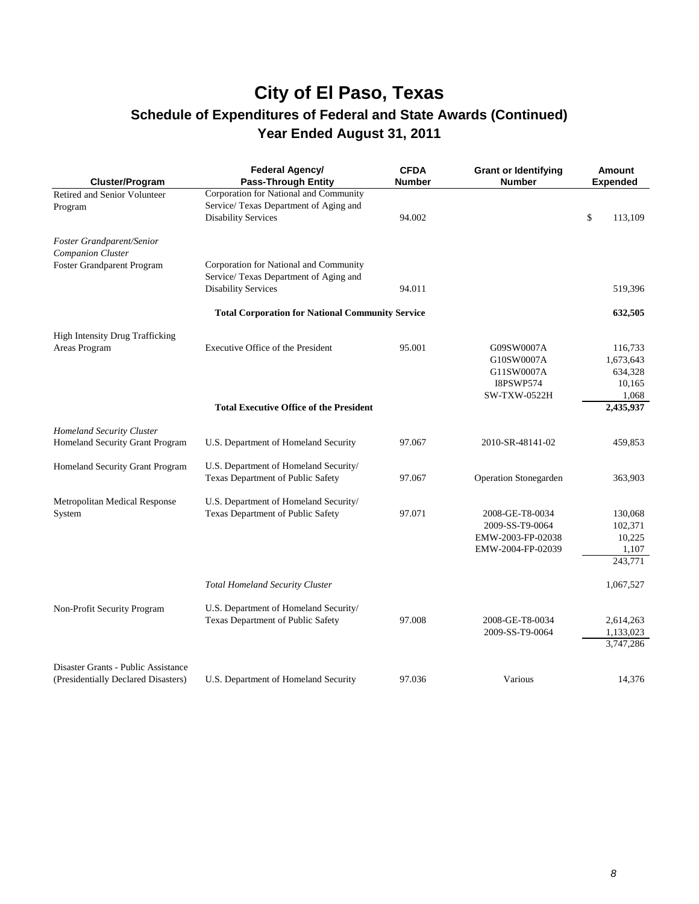# City of El Paso, Texas

## Schedule of Expenditures of Federal and State Awards (Continued)

## Year Ended August 31, 2011

| Cluster/Program | Federal Agency/ Pass-Through Entity | CFDA Number | Grant or Identifying Number | Amount Expended |
|---|---|---|---|---|
| Retired and Senior Volunteer Program | Corporation for National and Community Service/ Texas Department of Aging and Disability Services | 94.002 | | $ 113,109 |
| *Foster Grandparent/Senior Companion Cluster* | | | | |
| Foster Grandparent Program | Corporation for National and Community Service/ Texas Department of Aging and Disability Services | 94.011 | | 519,396 |
| | **Total Corporation for National Community Service** | | | **632,505** |
| High Intensity Drug Trafficking Areas Program | Executive Office of the President | 95.001 | G09SW0007A | 116,733 |
| | | | G10SW0007A | 1,673,643 |
| | | | G11SW0007A | 634,328 |
| | | | I8PSWP574 | 10,165 |
| | | | SW-TXW-0522H | 1,068 |
| | **Total Executive Office of the President** | | | **2,435,937** |
| *Homeland Security Cluster* | | | | |
| Homeland Security Grant Program | U.S. Department of Homeland Security | 97.067 | 2010-SR-48141-02 | 459,853 |
| Homeland Security Grant Program | U.S. Department of Homeland Security/ Texas Department of Public Safety | 97.067 | Operation Stonegarden | 363,903 |
| Metropolitan Medical Response System | U.S. Department of Homeland Security/ Texas Department of Public Safety | 97.071 | 2008-GE-T8-0034 | 130,068 |
| | | | 2009-SS-T9-0064 | 102,371 |
| | | | EMW-2003-FP-02038 | 10,225 |
| | | | EMW-2004-FP-02039 | 1,107 |
| | | | | 243,771 |
| | *Total Homeland Security Cluster* | | | 1,067,527 |
| Non-Profit Security Program | U.S. Department of Homeland Security/ Texas Department of Public Safety | 97.008 | 2008-GE-T8-0034 | 2,614,263 |
| | | | 2009-SS-T9-0064 | 1,133,023 |
| | | | | 3,747,286 |
| Disaster Grants - Public Assistance (Presidentially Declared Disasters) | U.S. Department of Homeland Security | 97.036 | Various | 14,376 |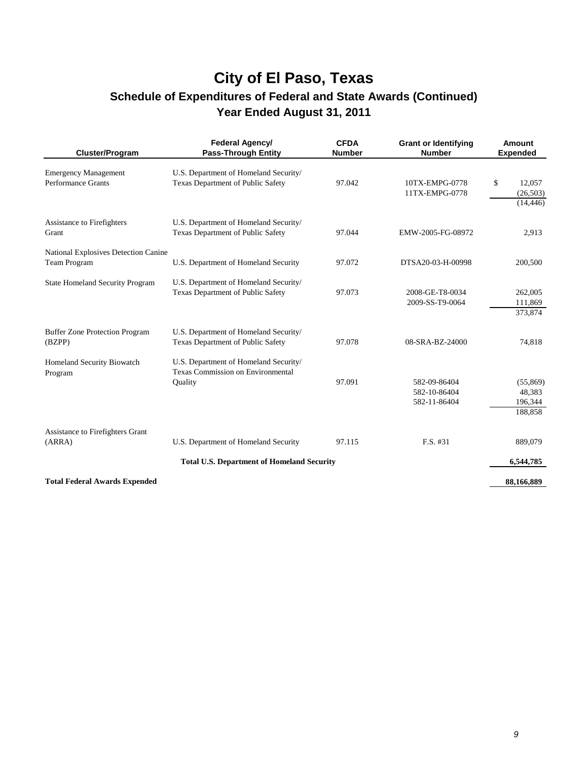# City of El Paso, Texas

## Schedule of Expenditures of Federal and State Awards (Continued)

## Year Ended August 31, 2011

| Cluster/Program | Federal Agency/ Pass-Through Entity | CFDA Number | Grant or Identifying Number | Amount Expended |
|---|---|---|---|---|
| Emergency Management Performance Grants | U.S. Department of Homeland Security/ Texas Department of Public Safety | 97.042 | 10TX-EMPG-0778 | $ 12,057 |
| | | | 11TX-EMPG-0778 | (26,503) |
| | | | | (14,446) |
| Assistance to Firefighters Grant | U.S. Department of Homeland Security/ Texas Department of Public Safety | 97.044 | EMW-2005-FG-08972 | 2,913 |
| National Explosives Detection Canine Team Program | U.S. Department of Homeland Security | 97.072 | DTSA20-03-H-00998 | 200,500 |
| State Homeland Security Program | U.S. Department of Homeland Security/ Texas Department of Public Safety | 97.073 | 2008-GE-T8-0034 | 262,005 |
| | | | 2009-SS-T9-0064 | 111,869 |
| | | | | 373,874 |
| Buffer Zone Protection Program (BZPP) | U.S. Department of Homeland Security/ Texas Department of Public Safety | 97.078 | 08-SRA-BZ-24000 | 74,818 |
| Homeland Security Biowatch Program | U.S. Department of Homeland Security/ Texas Commission on Environmental Quality | 97.091 | 582-09-86404 | (55,869) |
| | | | 582-10-86404 | 48,383 |
| | | | 582-11-86404 | 196,344 |
| | | | | 188,858 |
| Assistance to Firefighters Grant (ARRA) | U.S. Department of Homeland Security | 97.115 | F.S. #31 | 889,079 |
| | **Total U.S. Department of Homeland Security** | | | **6,544,785** |
| **Total Federal Awards Expended** | | | | **88,166,889** |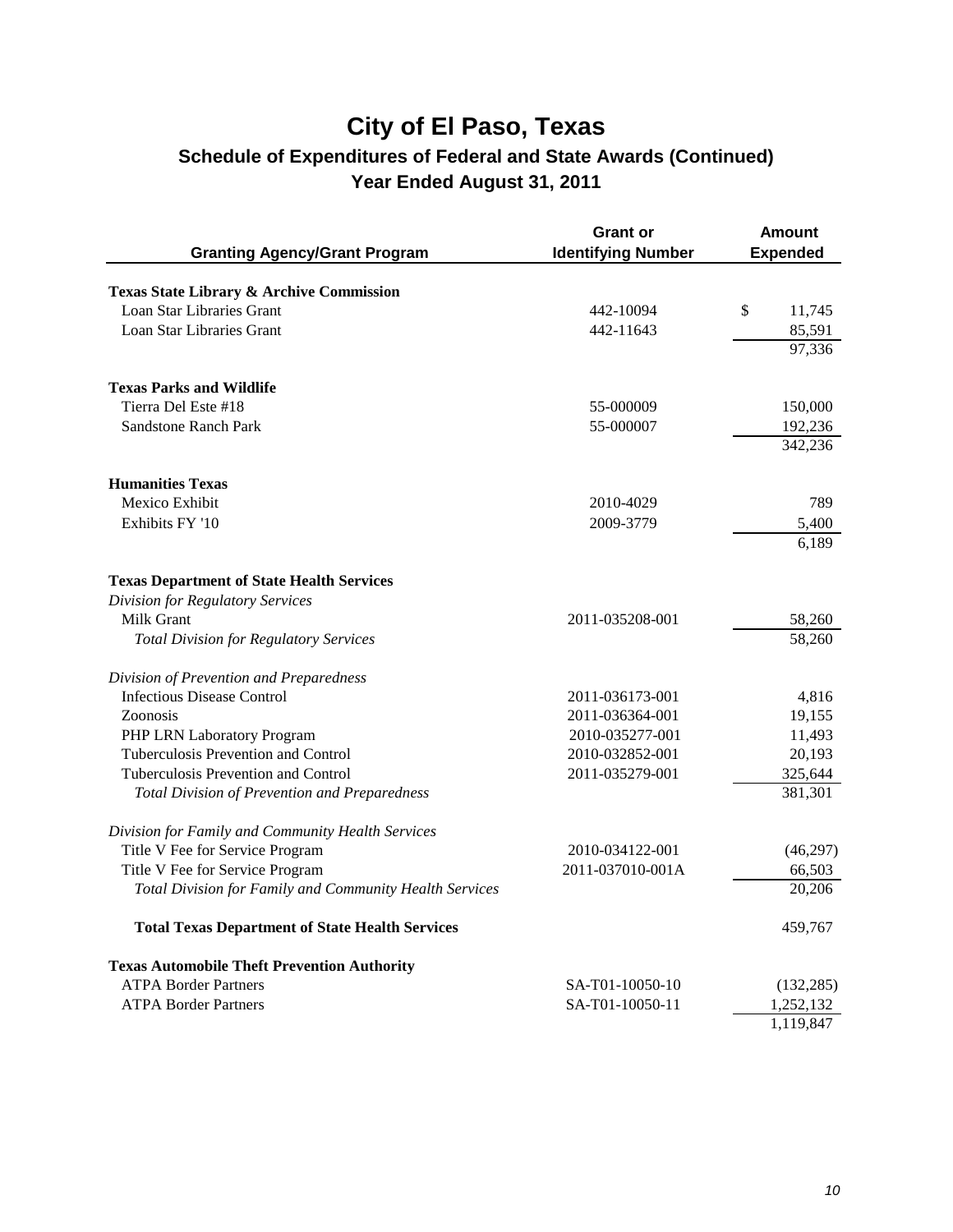# City of El Paso, Texas

## Schedule of Expenditures of Federal and State Awards (Continued)

## Year Ended August 31, 2011

| Granting Agency/Grant Program | Grant or Identifying Number | Amount Expended |
|---|---|---|
| **Texas State Library & Archive Commission** | | |
| Loan Star Libraries Grant | 442-10094 | $ 11,745 |
| Loan Star Libraries Grant | 442-11643 | 85,591 |
| | | 97,336 |
| **Texas Parks and Wildlife** | | |
| Tierra Del Este #18 | 55-000009 | 150,000 |
| Sandstone Ranch Park | 55-000007 | 192,236 |
| | | 342,236 |
| **Humanities Texas** | | |
| Mexico Exhibit | 2010-4029 | 789 |
| Exhibits FY '10 | 2009-3779 | 5,400 |
| | | 6,189 |
| **Texas Department of State Health Services** | | |
| *Division for Regulatory Services* | | |
| Milk Grant | 2011-035208-001 | 58,260 |
| *Total Division for Regulatory Services* | | 58,260 |
| *Division of Prevention and Preparedness* | | |
| Infectious Disease Control | 2011-036173-001 | 4,816 |
| Zoonosis | 2011-036364-001 | 19,155 |
| PHP LRN Laboratory Program | 2010-035277-001 | 11,493 |
| Tuberculosis Prevention and Control | 2010-032852-001 | 20,193 |
| Tuberculosis Prevention and Control | 2011-035279-001 | 325,644 |
| *Total Division of Prevention and Preparedness* | | 381,301 |
| *Division for Family and Community Health Services* | | |
| Title V Fee for Service Program | 2010-034122-001 | (46,297) |
| Title V Fee for Service Program | 2011-037010-001A | 66,503 |
| *Total Division for Family and Community Health Services* | | 20,206 |
| **Total Texas Department of State Health Services** | | 459,767 |
| **Texas Automobile Theft Prevention Authority** | | |
| ATPA Border Partners | SA-T01-10050-10 | (132,285) |
| ATPA Border Partners | SA-T01-10050-11 | 1,252,132 |
| | | 1,119,847 |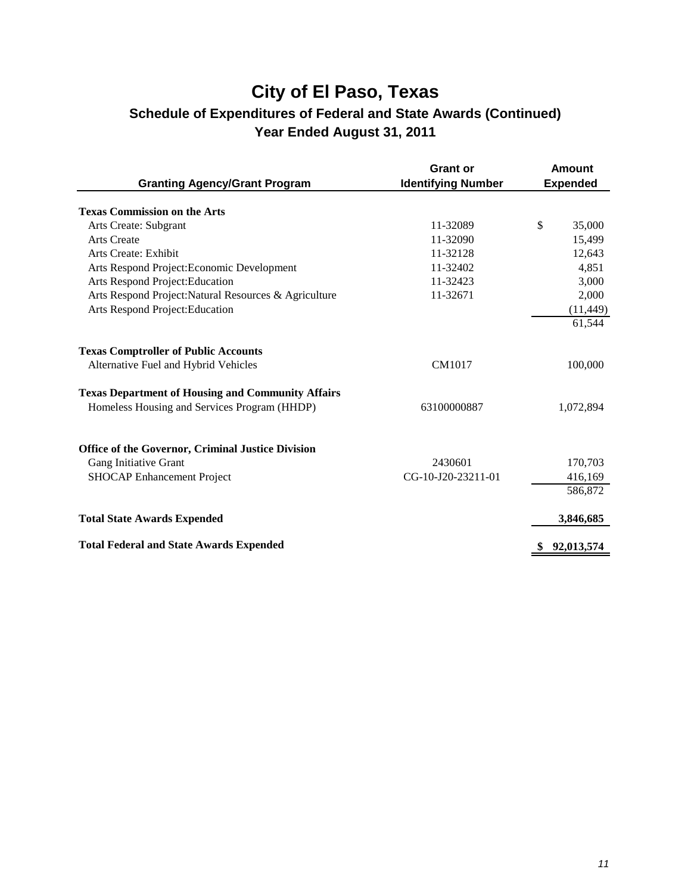# City of El Paso, Texas

## Schedule of Expenditures of Federal and State Awards (Continued)

## Year Ended August 31, 2011

| Granting Agency/Grant Program | Grant or Identifying Number | Amount Expended |
|---|---|---|
| **Texas Commission on the Arts** | | |
| Arts Create: Subgrant | 11-32089 | $ 35,000 |
| Arts Create | 11-32090 | 15,499 |
| Arts Create: Exhibit | 11-32128 | 12,643 |
| Arts Respond Project:Economic Development | 11-32402 | 4,851 |
| Arts Respond Project:Education | 11-32423 | 3,000 |
| Arts Respond Project:Natural Resources & Agriculture | 11-32671 | 2,000 |
| Arts Respond Project:Education | | (11,449) |
| | | 61,544 |
| **Texas Comptroller of Public Accounts** | | |
| Alternative Fuel and Hybrid Vehicles | CM1017 | 100,000 |
| **Texas Department of Housing and Community Affairs** | | |
| Homeless Housing and Services Program (HHDP) | 63100000887 | 1,072,894 |
| **Office of the Governor, Criminal Justice Division** | | |
| Gang Initiative Grant | 2430601 | 170,703 |
| SHOCAP Enhancement Project | CG-10-J20-23211-01 | 416,169 |
| | | 586,872 |
| **Total State Awards Expended** | | **3,846,685** |
| **Total Federal and State Awards Expended** | | **$ 92,013,574** |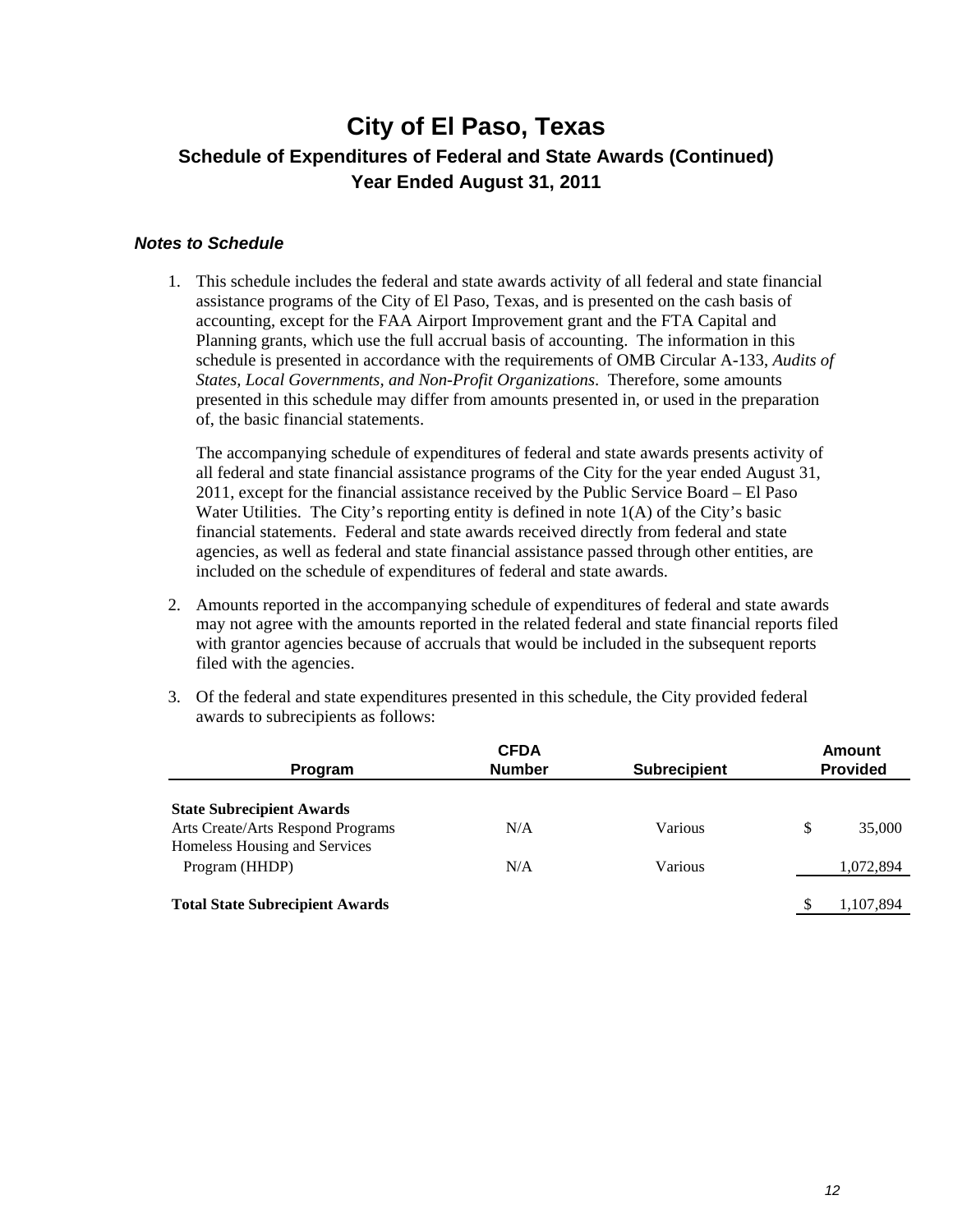# City of El Paso, Texas

## Schedule of Expenditures of Federal and State Awards (Continued)

## Year Ended August 31, 2011

### *Notes to Schedule*

1. This schedule includes the federal and state awards activity of all federal and state financial assistance programs of the City of El Paso, Texas, and is presented on the cash basis of accounting, except for the FAA Airport Improvement grant and the FTA Capital and Planning grants, which use the full accrual basis of accounting. The information in this schedule is presented in accordance with the requirements of OMB Circular A-133, *Audits of States, Local Governments, and Non-Profit Organizations*. Therefore, some amounts presented in this schedule may differ from amounts presented in, or used in the preparation of, the basic financial statements.

   The accompanying schedule of expenditures of federal and state awards presents activity of all federal and state financial assistance programs of the City for the year ended August 31, 2011, except for the financial assistance received by the Public Service Board – El Paso Water Utilities. The City's reporting entity is defined in note 1(A) of the City's basic financial statements. Federal and state awards received directly from federal and state agencies, as well as federal and state financial assistance passed through other entities, are included on the schedule of expenditures of federal and state awards.

2. Amounts reported in the accompanying schedule of expenditures of federal and state awards may not agree with the amounts reported in the related federal and state financial reports filed with grantor agencies because of accruals that would be included in the subsequent reports filed with the agencies.

3. Of the federal and state expenditures presented in this schedule, the City provided federal awards to subrecipients as follows:

| Program | CFDA Number | Subrecipient | Amount Provided |
|---|---|---|---|
| **State Subrecipient Awards** | | | |
| Arts Create/Arts Respond Programs | N/A | Various | $ 35,000 |
| Homeless Housing and Services Program (HHDP) | N/A | Various | 1,072,894 |
| **Total State Subrecipient Awards** | | | $ 1,107,894 |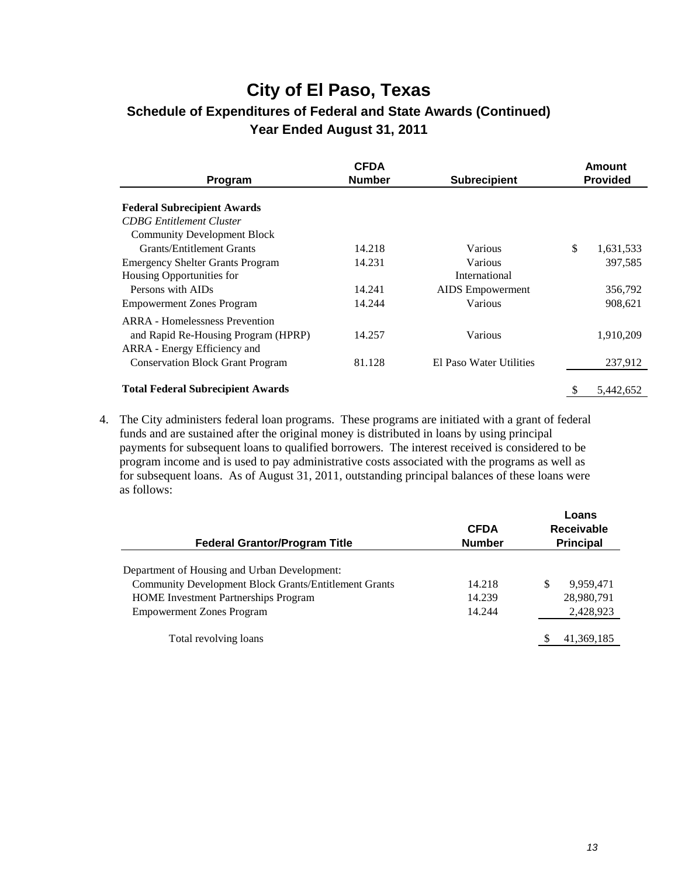# City of El Paso, Texas

## Schedule of Expenditures of Federal and State Awards (Continued)

### Year Ended August 31, 2011

| Program | CFDA Number | Subrecipient | Amount Provided |
|---|---|---|---|
| **Federal Subrecipient Awards** | | | |
| *CDBG Entitlement Cluster* | | | |
| Community Development Block Grants/Entitlement Grants | 14.218 | Various | $ 1,631,533 |
| Emergency Shelter Grants Program | 14.231 | Various | 397,585 |
| Housing Opportunities for Persons with AIDs | 14.241 | International AIDS Empowerment | 356,792 |
| Empowerment Zones Program | 14.244 | Various | 908,621 |
| ARRA - Homelessness Prevention and Rapid Re-Housing Program (HPRP) | 14.257 | Various | 1,910,209 |
| ARRA - Energy Efficiency and Conservation Block Grant Program | 81.128 | El Paso Water Utilities | 237,912 |
| **Total Federal Subrecipient Awards** | | | $ 5,442,652 |

4. The City administers federal loan programs. These programs are initiated with a grant of federal funds and are sustained after the original money is distributed in loans by using principal payments for subsequent loans to qualified borrowers. The interest received is considered to be program income and is used to pay administrative costs associated with the programs as well as for subsequent loans. As of August 31, 2011, outstanding principal balances of these loans were as follows:

| Federal Grantor/Program Title | CFDA Number | Loans Receivable Principal |
|---|---|---|
| Department of Housing and Urban Development: | | |
| Community Development Block Grants/Entitlement Grants | 14.218 | $ 9,959,471 |
| HOME Investment Partnerships Program | 14.239 | 28,980,791 |
| Empowerment Zones Program | 14.244 | 2,428,923 |
| Total revolving loans | | $ 41,369,185 |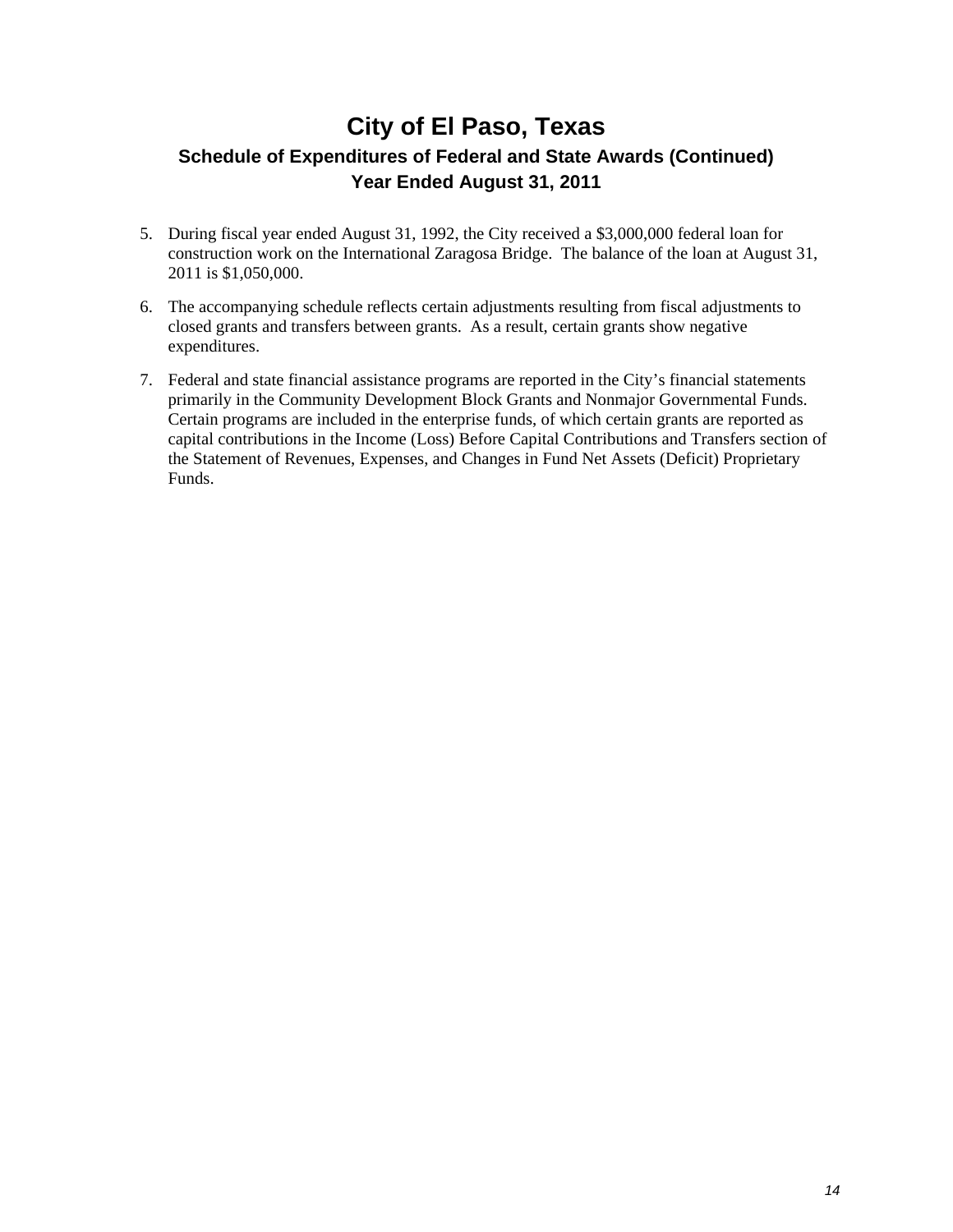# City of El Paso, Texas

## Schedule of Expenditures of Federal and State Awards (Continued)

### Year Ended August 31, 2011

5. During fiscal year ended August 31, 1992, the City received a $3,000,000 federal loan for construction work on the International Zaragosa Bridge. The balance of the loan at August 31, 2011 is $1,050,000.

6. The accompanying schedule reflects certain adjustments resulting from fiscal adjustments to closed grants and transfers between grants. As a result, certain grants show negative expenditures.

7. Federal and state financial assistance programs are reported in the City's financial statements primarily in the Community Development Block Grants and Nonmajor Governmental Funds. Certain programs are included in the enterprise funds, of which certain grants are reported as capital contributions in the Income (Loss) Before Capital Contributions and Transfers section of the Statement of Revenues, Expenses, and Changes in Fund Net Assets (Deficit) Proprietary Funds.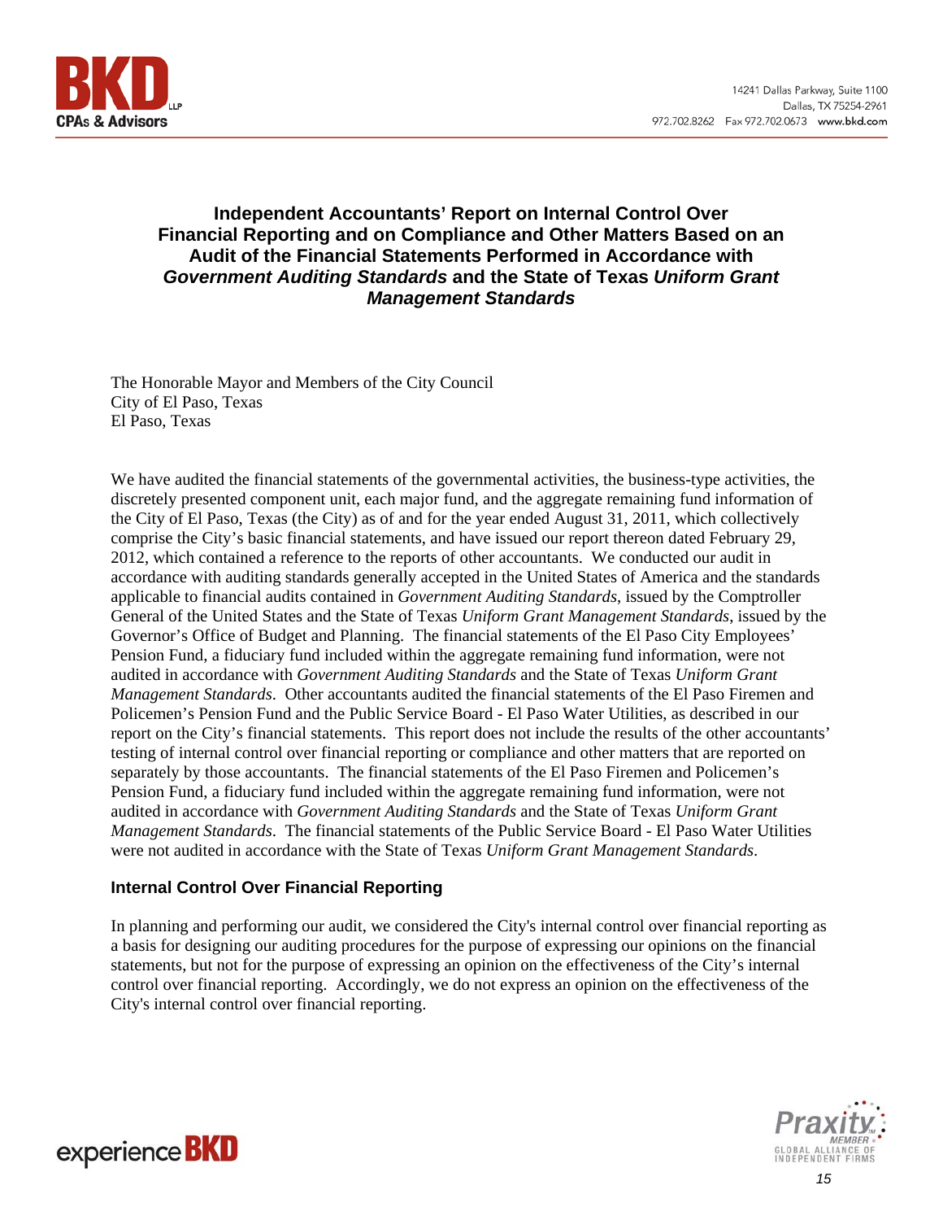# Independent Accountants' Report on Internal Control Over Financial Reporting and on Compliance and Other Matters Based on an Audit of the Financial Statements Performed in Accordance with *Government Auditing Standards* and the State of Texas *Uniform Grant Management Standards*

The Honorable Mayor and Members of the City Council
City of El Paso, Texas
El Paso, Texas

We have audited the financial statements of the governmental activities, the business-type activities, the discretely presented component unit, each major fund, and the aggregate remaining fund information of the City of El Paso, Texas (the City) as of and for the year ended August 31, 2011, which collectively comprise the City's basic financial statements, and have issued our report thereon dated February 29, 2012, which contained a reference to the reports of other accountants. We conducted our audit in accordance with auditing standards generally accepted in the United States of America and the standards applicable to financial audits contained in *Government Auditing Standards*, issued by the Comptroller General of the United States and the State of Texas *Uniform Grant Management Standards*, issued by the Governor's Office of Budget and Planning. The financial statements of the El Paso City Employees' Pension Fund, a fiduciary fund included within the aggregate remaining fund information, were not audited in accordance with *Government Auditing Standards* and the State of Texas *Uniform Grant Management Standards*. Other accountants audited the financial statements of the El Paso Firemen and Policemen's Pension Fund and the Public Service Board - El Paso Water Utilities, as described in our report on the City's financial statements. This report does not include the results of the other accountants' testing of internal control over financial reporting or compliance and other matters that are reported on separately by those accountants. The financial statements of the El Paso Firemen and Policemen's Pension Fund, a fiduciary fund included within the aggregate remaining fund information, were not audited in accordance with *Government Auditing Standards* and the State of Texas *Uniform Grant Management Standards*. The financial statements of the Public Service Board - El Paso Water Utilities were not audited in accordance with the State of Texas *Uniform Grant Management Standards*.

## Internal Control Over Financial Reporting

In planning and performing our audit, we considered the City's internal control over financial reporting as a basis for designing our auditing procedures for the purpose of expressing our opinions on the financial statements, but not for the purpose of expressing an opinion on the effectiveness of the City's internal control over financial reporting. Accordingly, we do not express an opinion on the effectiveness of the City's internal control over financial reporting.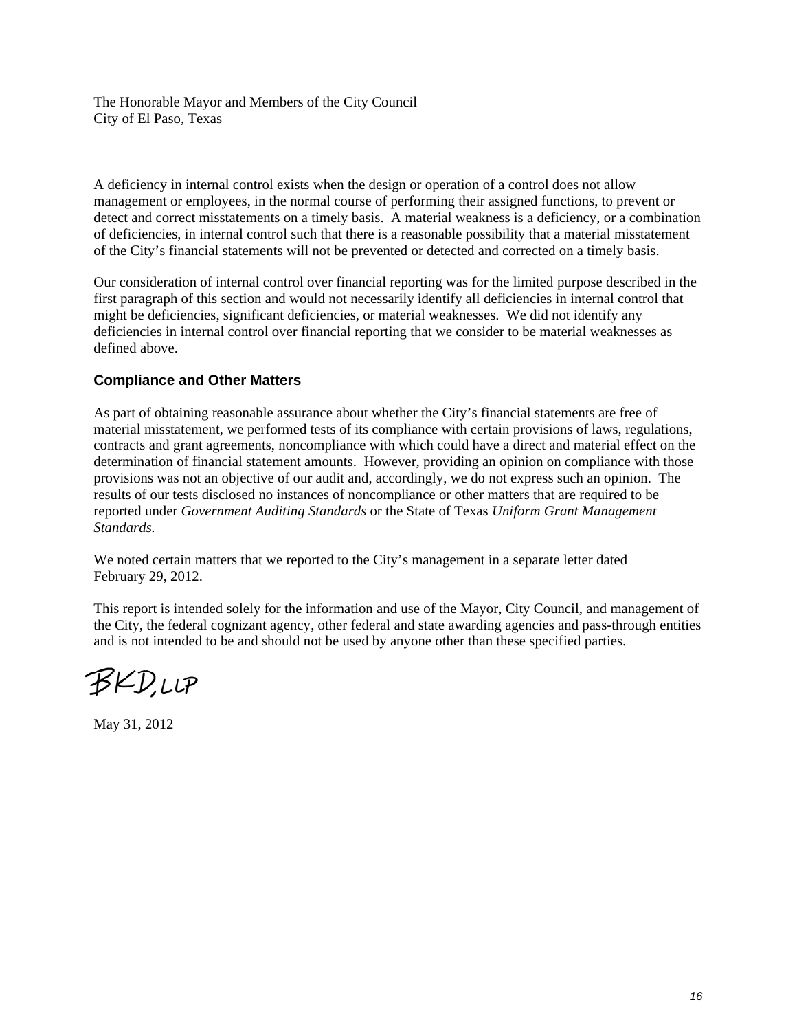The Honorable Mayor and Members of the City Council
City of El Paso, Texas

A deficiency in internal control exists when the design or operation of a control does not allow management or employees, in the normal course of performing their assigned functions, to prevent or detect and correct misstatements on a timely basis. A material weakness is a deficiency, or a combination of deficiencies, in internal control such that there is a reasonable possibility that a material misstatement of the City's financial statements will not be prevented or detected and corrected on a timely basis.

Our consideration of internal control over financial reporting was for the limited purpose described in the first paragraph of this section and would not necessarily identify all deficiencies in internal control that might be deficiencies, significant deficiencies, or material weaknesses. We did not identify any deficiencies in internal control over financial reporting that we consider to be material weaknesses as defined above.

### Compliance and Other Matters

As part of obtaining reasonable assurance about whether the City's financial statements are free of material misstatement, we performed tests of its compliance with certain provisions of laws, regulations, contracts and grant agreements, noncompliance with which could have a direct and material effect on the determination of financial statement amounts. However, providing an opinion on compliance with those provisions was not an objective of our audit and, accordingly, we do not express such an opinion. The results of our tests disclosed no instances of noncompliance or other matters that are required to be reported under *Government Auditing Standards* or the State of Texas *Uniform Grant Management Standards.*

We noted certain matters that we reported to the City's management in a separate letter dated February 29, 2012.

This report is intended solely for the information and use of the Mayor, City Council, and management of the City, the federal cognizant agency, other federal and state awarding agencies and pass-through entities and is not intended to be and should not be used by anyone other than these specified parties.

BKD, LLP

May 31, 2012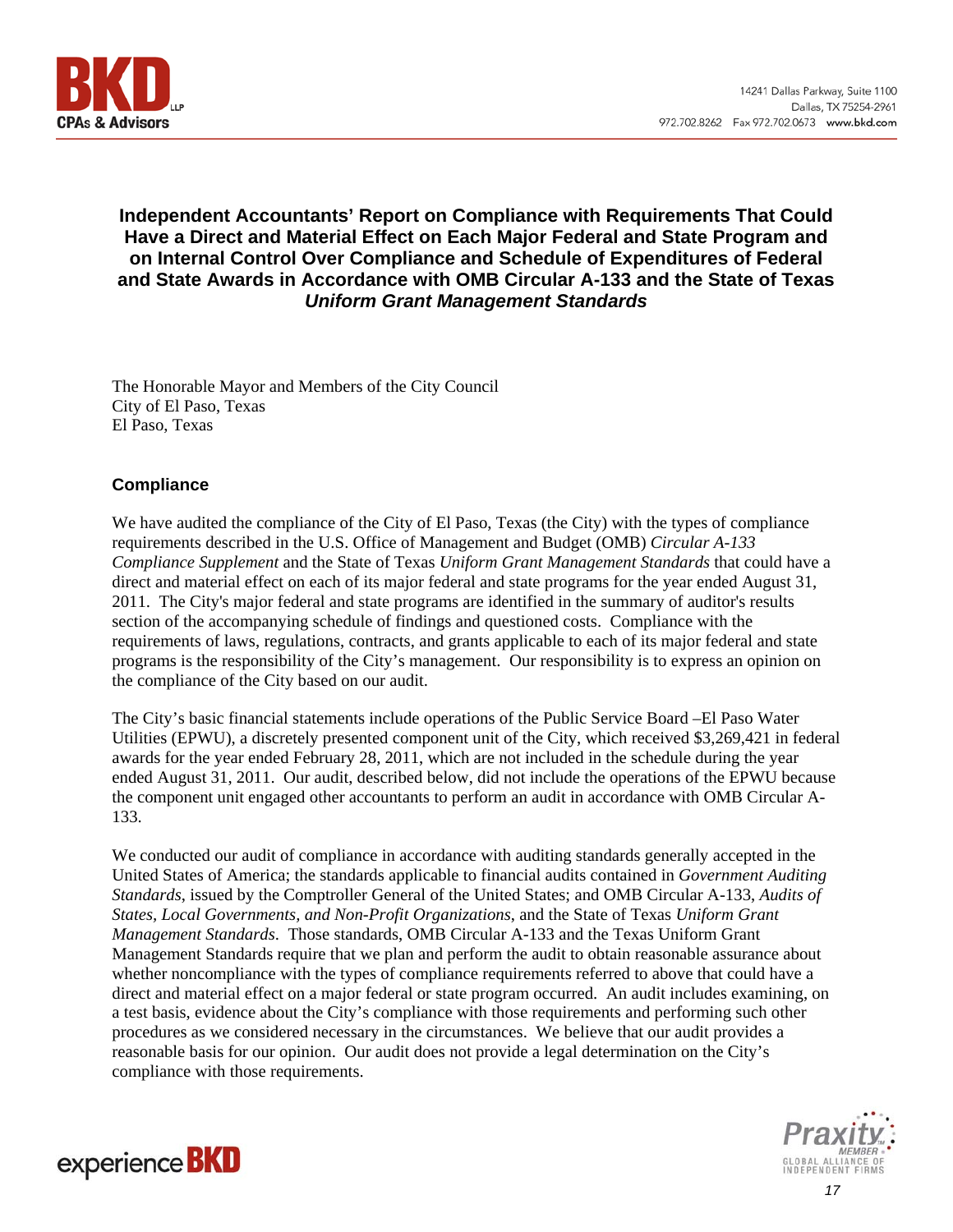**Independent Accountants' Report on Compliance with Requirements That Could Have a Direct and Material Effect on Each Major Federal and State Program and on Internal Control Over Compliance and Schedule of Expenditures of Federal and State Awards in Accordance with OMB Circular A-133 and the State of Texas *Uniform Grant Management Standards***

The Honorable Mayor and Members of the City Council
City of El Paso, Texas
El Paso, Texas

## Compliance

We have audited the compliance of the City of El Paso, Texas (the City) with the types of compliance requirements described in the U.S. Office of Management and Budget (OMB) *Circular A-133 Compliance Supplement* and the State of Texas *Uniform Grant Management Standards* that could have a direct and material effect on each of its major federal and state programs for the year ended August 31, 2011. The City's major federal and state programs are identified in the summary of auditor's results section of the accompanying schedule of findings and questioned costs. Compliance with the requirements of laws, regulations, contracts, and grants applicable to each of its major federal and state programs is the responsibility of the City's management. Our responsibility is to express an opinion on the compliance of the City based on our audit.

The City's basic financial statements include operations of the Public Service Board –El Paso Water Utilities (EPWU), a discretely presented component unit of the City, which received $3,269,421 in federal awards for the year ended February 28, 2011, which are not included in the schedule during the year ended August 31, 2011. Our audit, described below, did not include the operations of the EPWU because the component unit engaged other accountants to perform an audit in accordance with OMB Circular A-133.

We conducted our audit of compliance in accordance with auditing standards generally accepted in the United States of America; the standards applicable to financial audits contained in *Government Auditing Standards*, issued by the Comptroller General of the United States; and OMB Circular A-133, *Audits of States, Local Governments, and Non-Profit Organizations*, and the State of Texas *Uniform Grant Management Standards*. Those standards, OMB Circular A-133 and the Texas Uniform Grant Management Standards require that we plan and perform the audit to obtain reasonable assurance about whether noncompliance with the types of compliance requirements referred to above that could have a direct and material effect on a major federal or state program occurred. An audit includes examining, on a test basis, evidence about the City's compliance with those requirements and performing such other procedures as we considered necessary in the circumstances. We believe that our audit provides a reasonable basis for our opinion. Our audit does not provide a legal determination on the City's compliance with those requirements.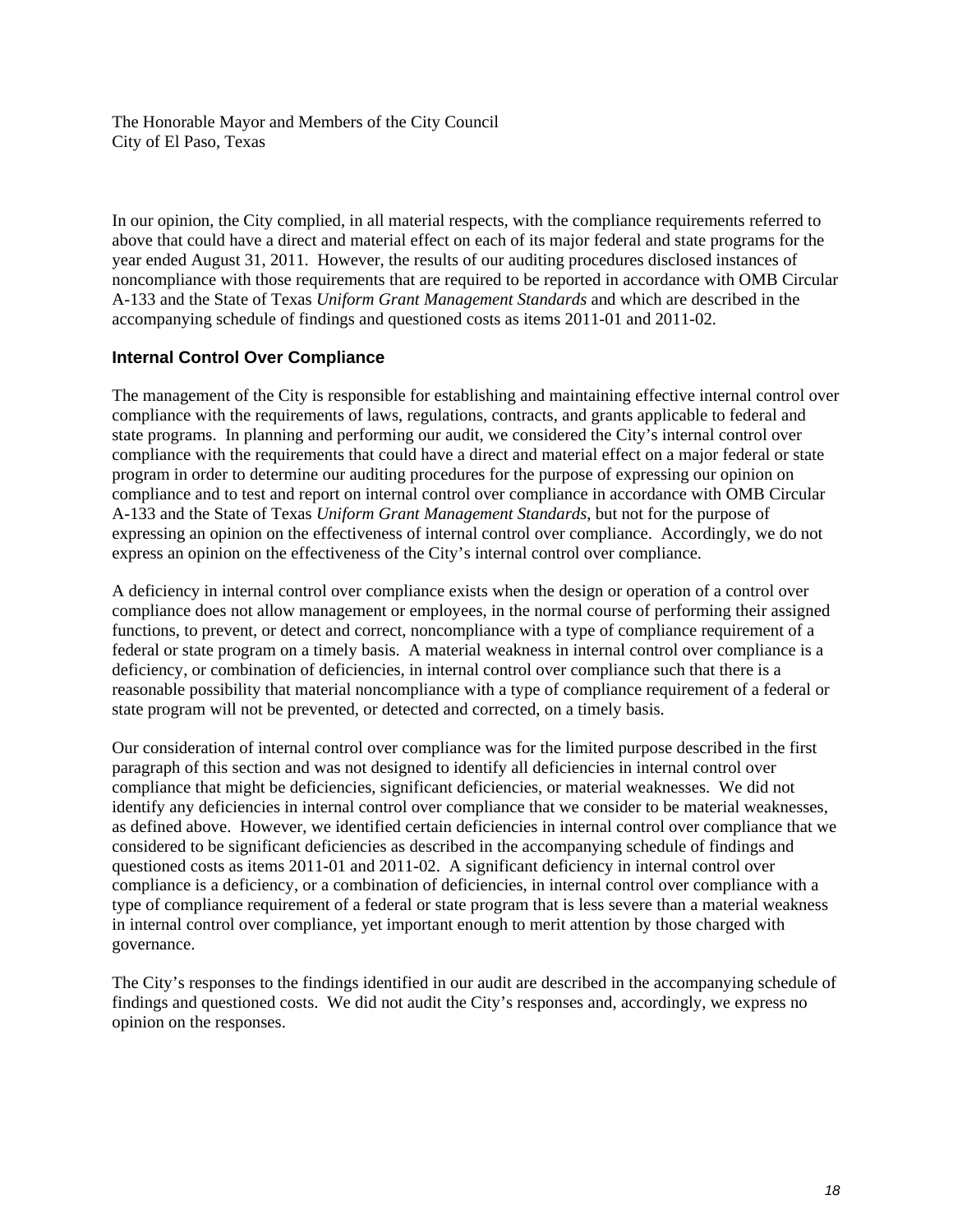The Honorable Mayor and Members of the City Council
City of El Paso, Texas

In our opinion, the City complied, in all material respects, with the compliance requirements referred to above that could have a direct and material effect on each of its major federal and state programs for the year ended August 31, 2011. However, the results of our auditing procedures disclosed instances of noncompliance with those requirements that are required to be reported in accordance with OMB Circular A-133 and the State of Texas *Uniform Grant Management Standards* and which are described in the accompanying schedule of findings and questioned costs as items 2011-01 and 2011-02.

## Internal Control Over Compliance

The management of the City is responsible for establishing and maintaining effective internal control over compliance with the requirements of laws, regulations, contracts, and grants applicable to federal and state programs. In planning and performing our audit, we considered the City's internal control over compliance with the requirements that could have a direct and material effect on a major federal or state program in order to determine our auditing procedures for the purpose of expressing our opinion on compliance and to test and report on internal control over compliance in accordance with OMB Circular A-133 and the State of Texas *Uniform Grant Management Standards*, but not for the purpose of expressing an opinion on the effectiveness of internal control over compliance. Accordingly, we do not express an opinion on the effectiveness of the City's internal control over compliance.

A deficiency in internal control over compliance exists when the design or operation of a control over compliance does not allow management or employees, in the normal course of performing their assigned functions, to prevent, or detect and correct, noncompliance with a type of compliance requirement of a federal or state program on a timely basis. A material weakness in internal control over compliance is a deficiency, or combination of deficiencies, in internal control over compliance such that there is a reasonable possibility that material noncompliance with a type of compliance requirement of a federal or state program will not be prevented, or detected and corrected, on a timely basis.

Our consideration of internal control over compliance was for the limited purpose described in the first paragraph of this section and was not designed to identify all deficiencies in internal control over compliance that might be deficiencies, significant deficiencies, or material weaknesses. We did not identify any deficiencies in internal control over compliance that we consider to be material weaknesses, as defined above. However, we identified certain deficiencies in internal control over compliance that we considered to be significant deficiencies as described in the accompanying schedule of findings and questioned costs as items 2011-01 and 2011-02. A significant deficiency in internal control over compliance is a deficiency, or a combination of deficiencies, in internal control over compliance with a type of compliance requirement of a federal or state program that is less severe than a material weakness in internal control over compliance, yet important enough to merit attention by those charged with governance.

The City's responses to the findings identified in our audit are described in the accompanying schedule of findings and questioned costs. We did not audit the City's responses and, accordingly, we express no opinion on the responses.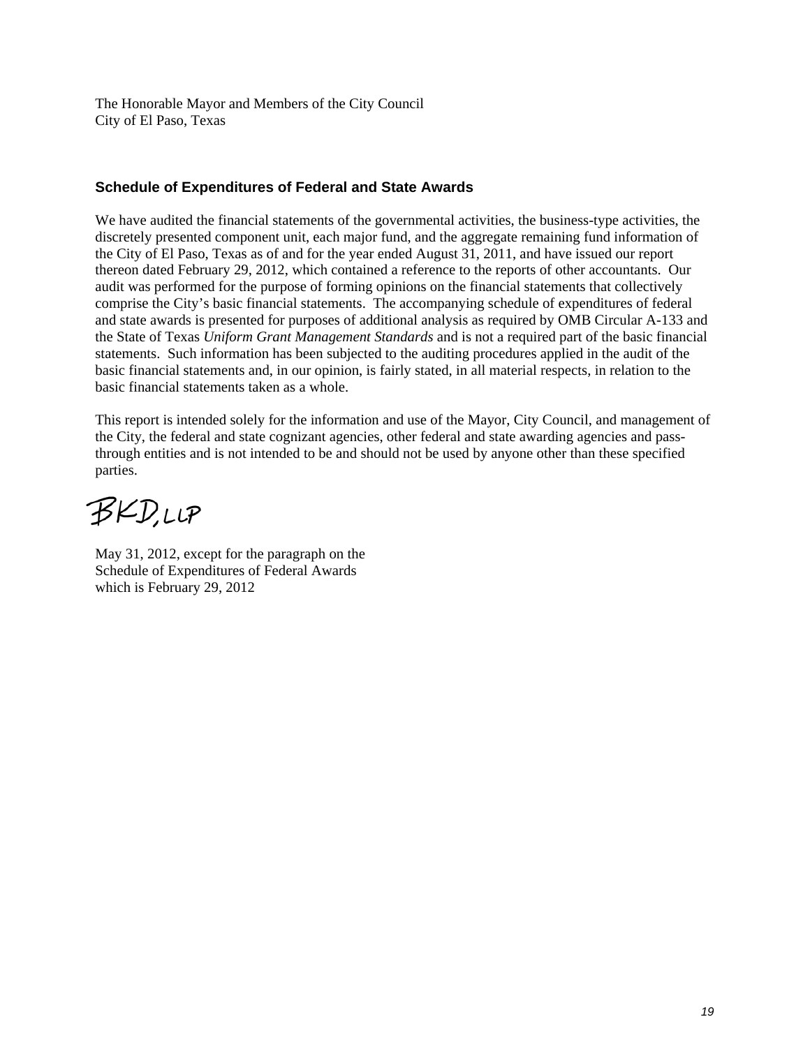The Honorable Mayor and Members of the City Council
City of El Paso, Texas

### Schedule of Expenditures of Federal and State Awards

We have audited the financial statements of the governmental activities, the business-type activities, the discretely presented component unit, each major fund, and the aggregate remaining fund information of the City of El Paso, Texas as of and for the year ended August 31, 2011, and have issued our report thereon dated February 29, 2012, which contained a reference to the reports of other accountants. Our audit was performed for the purpose of forming opinions on the financial statements that collectively comprise the City's basic financial statements. The accompanying schedule of expenditures of federal and state awards is presented for purposes of additional analysis as required by OMB Circular A-133 and the State of Texas *Uniform Grant Management Standards* and is not a required part of the basic financial statements. Such information has been subjected to the auditing procedures applied in the audit of the basic financial statements and, in our opinion, is fairly stated, in all material respects, in relation to the basic financial statements taken as a whole.

This report is intended solely for the information and use of the Mayor, City Council, and management of the City, the federal and state cognizant agencies, other federal and state awarding agencies and pass-through entities and is not intended to be and should not be used by anyone other than these specified parties.

BKD, LLP

May 31, 2012, except for the paragraph on the
Schedule of Expenditures of Federal Awards
which is February 29, 2012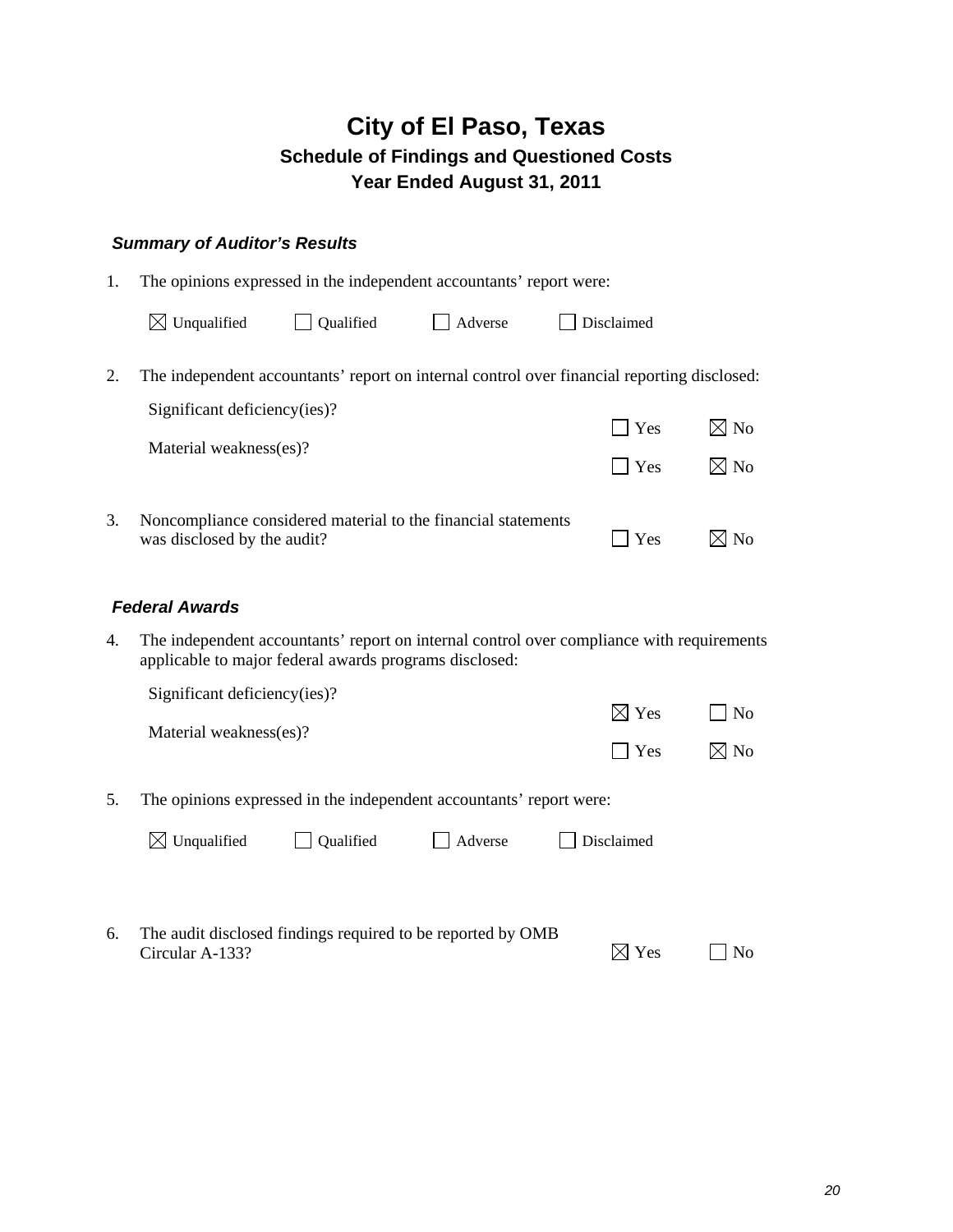# City of El Paso, Texas

## Schedule of Findings and Questioned Costs

## Year Ended August 31, 2011

### *Summary of Auditor's Results*

1. The opinions expressed in the independent accountants' report were:

   ☒ Unqualified ☐ Qualified ☐ Adverse ☐ Disclaimed

2. The independent accountants' report on internal control over financial reporting disclosed:

   | | | |
   |---|---|---|
   | Significant deficiency(ies)? | ☐ Yes | ☒ No |
   | Material weakness(es)? | ☐ Yes | ☒ No |

3. Noncompliance considered material to the financial statements was disclosed by the audit? ☐ Yes ☒ No

### *Federal Awards*

4. The independent accountants' report on internal control over compliance with requirements applicable to major federal awards programs disclosed:

   | | | |
   |---|---|---|
   | Significant deficiency(ies)? | ☒ Yes | ☐ No |
   | Material weakness(es)? | ☐ Yes | ☒ No |

5. The opinions expressed in the independent accountants' report were:

   ☒ Unqualified ☐ Qualified ☐ Adverse ☐ Disclaimed

6. The audit disclosed findings required to be reported by OMB Circular A-133? ☒ Yes ☐ No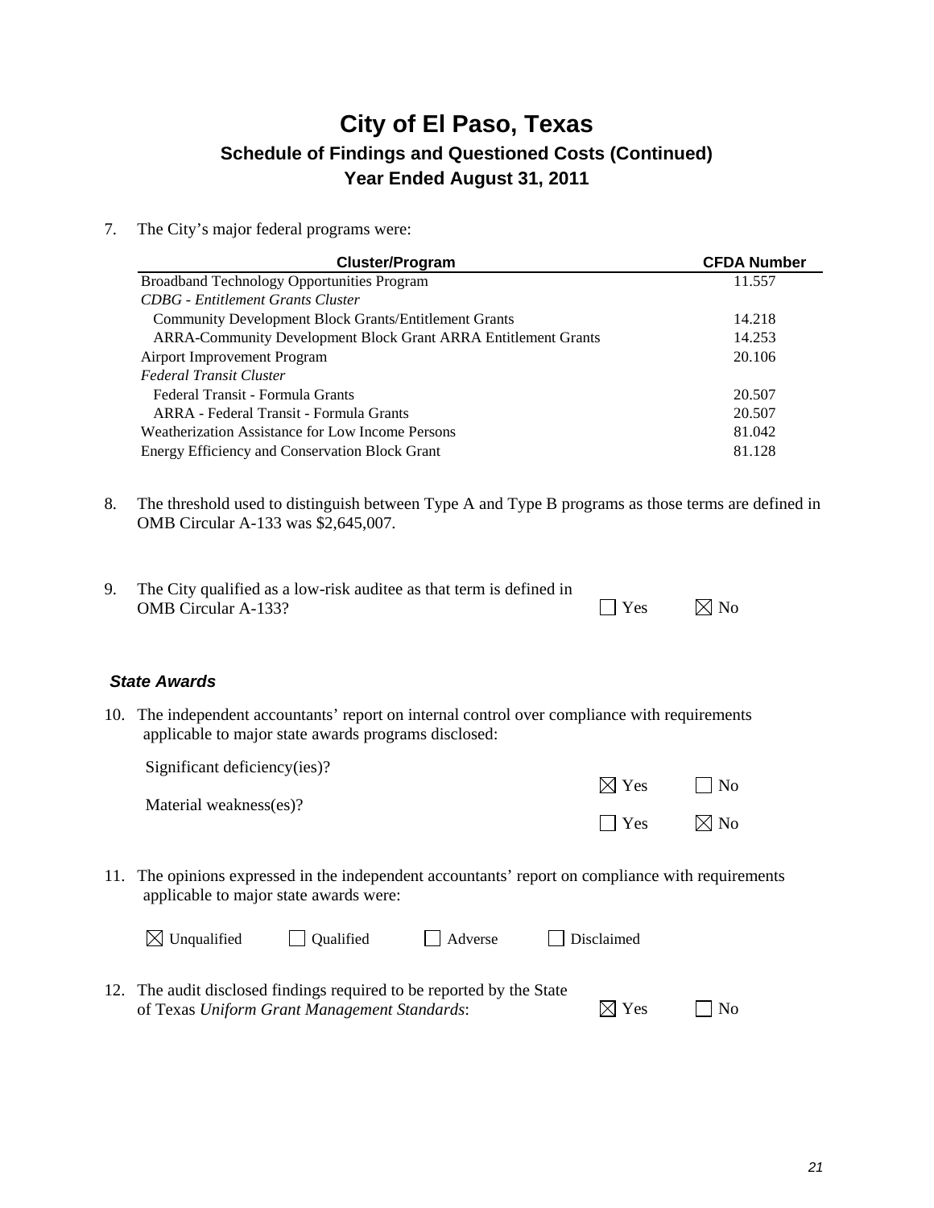# City of El Paso, Texas

## Schedule of Findings and Questioned Costs (Continued)

## Year Ended August 31, 2011

7. The City's major federal programs were:

| Cluster/Program | CFDA Number |
|---|---|
| Broadband Technology Opportunities Program | 11.557 |
| *CDBG - Entitlement Grants Cluster* | |
| Community Development Block Grants/Entitlement Grants | 14.218 |
| ARRA-Community Development Block Grant ARRA Entitlement Grants | 14.253 |
| Airport Improvement Program | 20.106 |
| *Federal Transit Cluster* | |
| Federal Transit - Formula Grants | 20.507 |
| ARRA - Federal Transit - Formula Grants | 20.507 |
| Weatherization Assistance for Low Income Persons | 81.042 |
| Energy Efficiency and Conservation Block Grant | 81.128 |

8. The threshold used to distinguish between Type A and Type B programs as those terms are defined in OMB Circular A-133 was $2,645,007.

9. The City qualified as a low-risk auditee as that term is defined in OMB Circular A-133? ☐ Yes ☒ No

### *State Awards*

10. The independent accountants' report on internal control over compliance with requirements applicable to major state awards programs disclosed:

    Significant deficiency(ies)? ☒ Yes ☐ No

    Material weakness(es)? ☐ Yes ☒ No

11. The opinions expressed in the independent accountants' report on compliance with requirements applicable to major state awards were:

    ☒ Unqualified ☐ Qualified ☐ Adverse ☐ Disclaimed

12. The audit disclosed findings required to be reported by the State of Texas *Uniform Grant Management Standards*: ☒ Yes ☐ No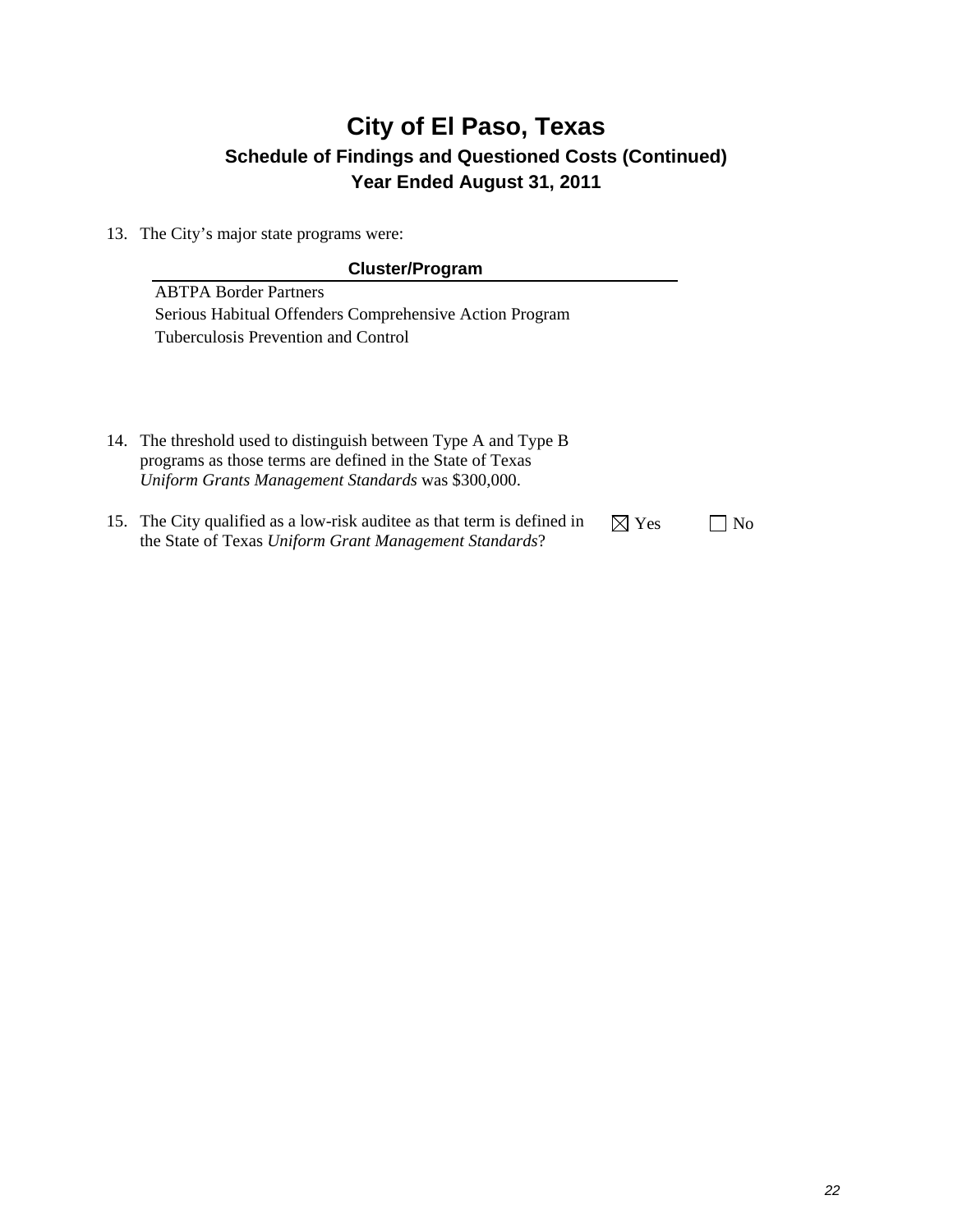# City of El Paso, Texas

## Schedule of Findings and Questioned Costs (Continued)

## Year Ended August 31, 2011

13. The City's major state programs were:

| Cluster/Program |
|---|
| ABTPA Border Partners |
| Serious Habitual Offenders Comprehensive Action Program |
| Tuberculosis Prevention and Control |

14. The threshold used to distinguish between Type A and Type B programs as those terms are defined in the State of Texas *Uniform Grants Management Standards* was $300,000.

15. The City qualified as a low-risk auditee as that term is defined in the State of Texas *Uniform Grant Management Standards*? ☒ Yes ☐ No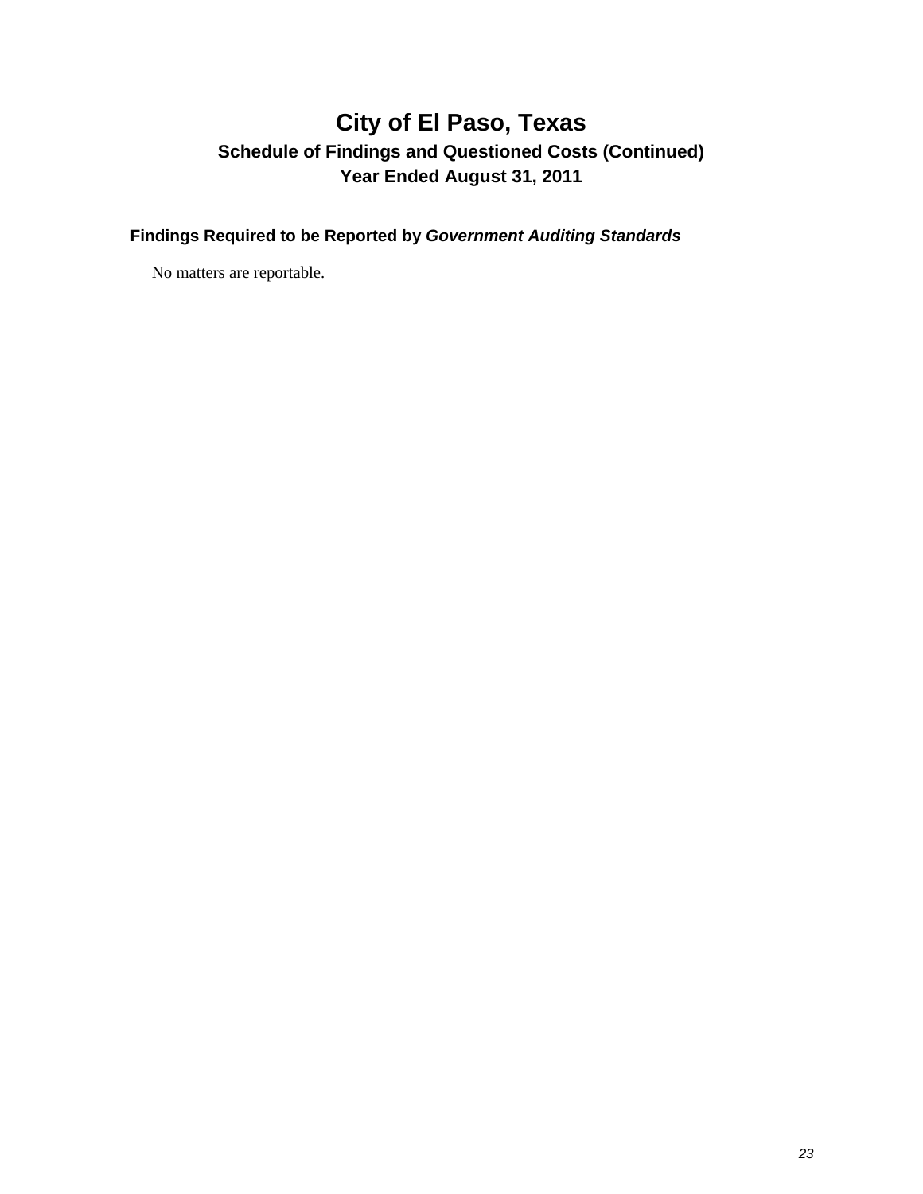# City of El Paso, Texas

## Schedule of Findings and Questioned Costs (Continued)

## Year Ended August 31, 2011

### Findings Required to be Reported by *Government Auditing Standards*

No matters are reportable.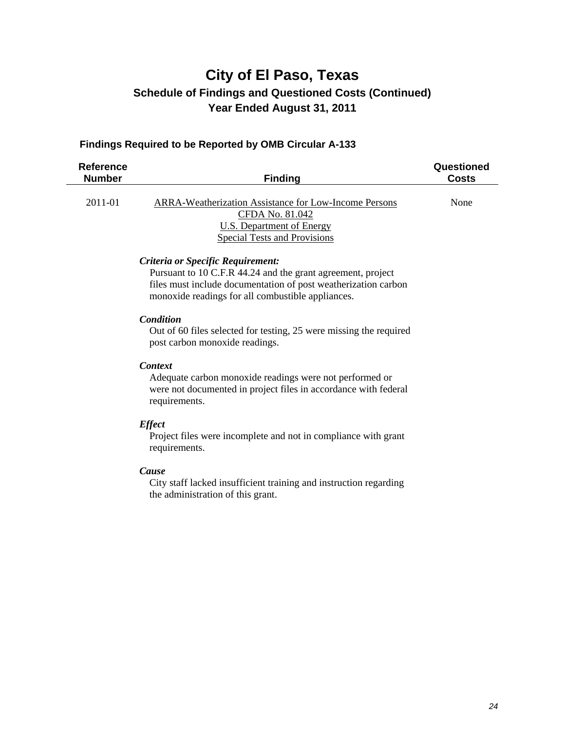# City of El Paso, Texas

## Schedule of Findings and Questioned Costs (Continued)

## Year Ended August 31, 2011

### Findings Required to be Reported by OMB Circular A-133

| Reference Number | Finding | Questioned Costs |
|---|---|---|
| 2011-01 | ARRA-Weatherization Assistance for Low-Income Persons<br>CFDA No. 81.042<br>U.S. Department of Energy<br>Special Tests and Provisions | None |

***Criteria or Specific Requirement:***

Pursuant to 10 C.F.R 44.24 and the grant agreement, project files must include documentation of post weatherization carbon monoxide readings for all combustible appliances.

***Condition***

Out of 60 files selected for testing, 25 were missing the required post carbon monoxide readings.

***Context***

Adequate carbon monoxide readings were not performed or were not documented in project files in accordance with federal requirements.

***Effect***

Project files were incomplete and not in compliance with grant requirements.

***Cause***

City staff lacked insufficient training and instruction regarding the administration of this grant.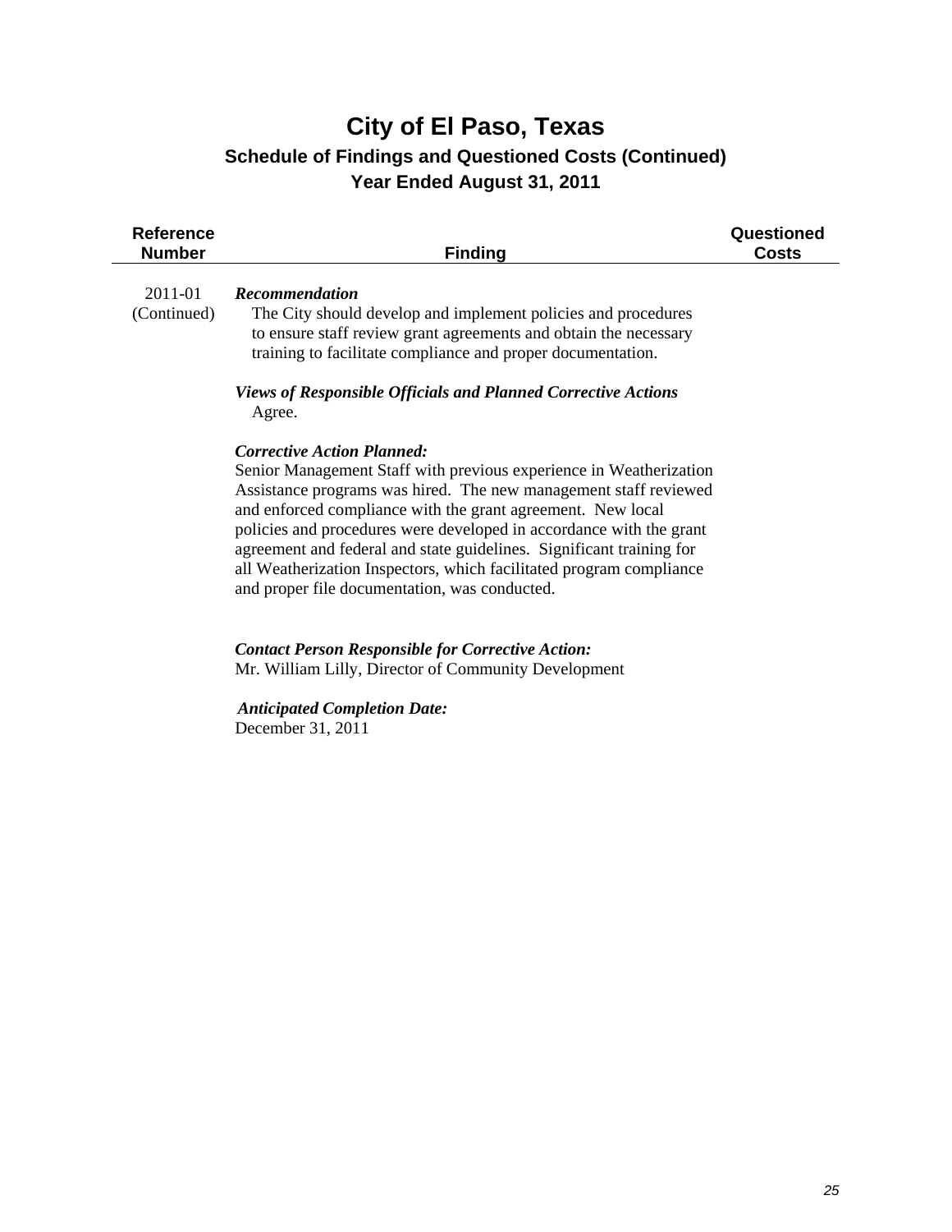# City of El Paso, Texas

## Schedule of Findings and Questioned Costs (Continued)

## Year Ended August 31, 2011

| Reference Number | Finding | Questioned Costs |
|---|---|---|
| 2011-01 (Continued) | ***Recommendation*** The City should develop and implement policies and procedures to ensure staff review grant agreements and obtain the necessary training to facilitate compliance and proper documentation. | |

***Views of Responsible Officials and Planned Corrective Actions***
Agree.

***Corrective Action Planned:***
Senior Management Staff with previous experience in Weatherization Assistance programs was hired. The new management staff reviewed and enforced compliance with the grant agreement. New local policies and procedures were developed in accordance with the grant agreement and federal and state guidelines. Significant training for all Weatherization Inspectors, which facilitated program compliance and proper file documentation, was conducted.

***Contact Person Responsible for Corrective Action:***
Mr. William Lilly, Director of Community Development

***Anticipated Completion Date:***
December 31, 2011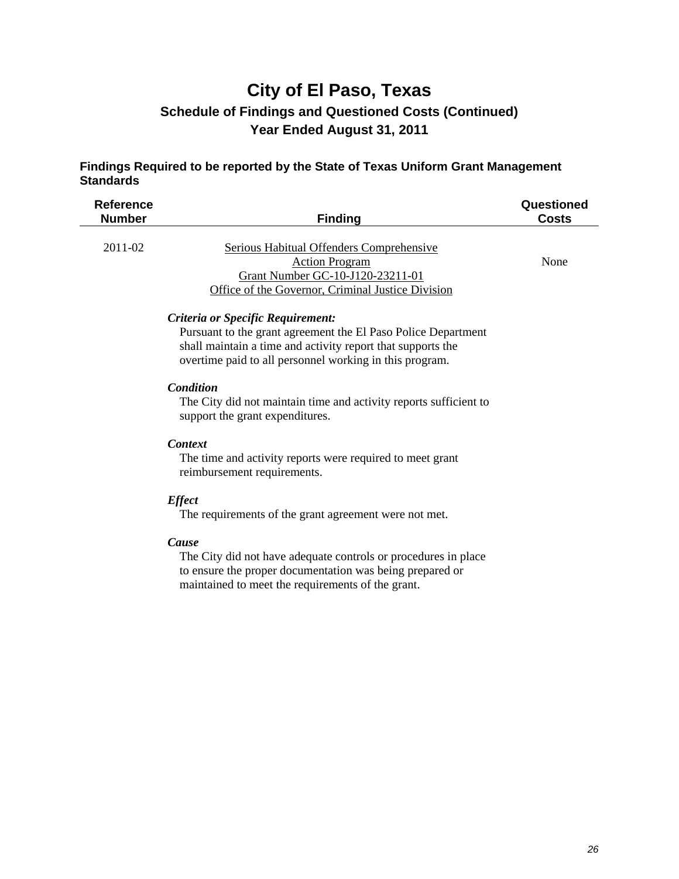# City of El Paso, Texas

## Schedule of Findings and Questioned Costs (Continued)

## Year Ended August 31, 2011

### Findings Required to be reported by the State of Texas Uniform Grant Management Standards

| Reference Number | Finding | Questioned Costs |
|---|---|---|
| 2011-02 | Serious Habitual Offenders Comprehensive Action Program<br>Grant Number GC-10-J120-23211-01<br>Office of the Governor, Criminal Justice Division | None |

***Criteria or Specific Requirement:***
Pursuant to the grant agreement the El Paso Police Department shall maintain a time and activity report that supports the overtime paid to all personnel working in this program.

***Condition***
The City did not maintain time and activity reports sufficient to support the grant expenditures.

***Context***
The time and activity reports were required to meet grant reimbursement requirements.

***Effect***
The requirements of the grant agreement were not met.

***Cause***
The City did not have adequate controls or procedures in place to ensure the proper documentation was being prepared or maintained to meet the requirements of the grant.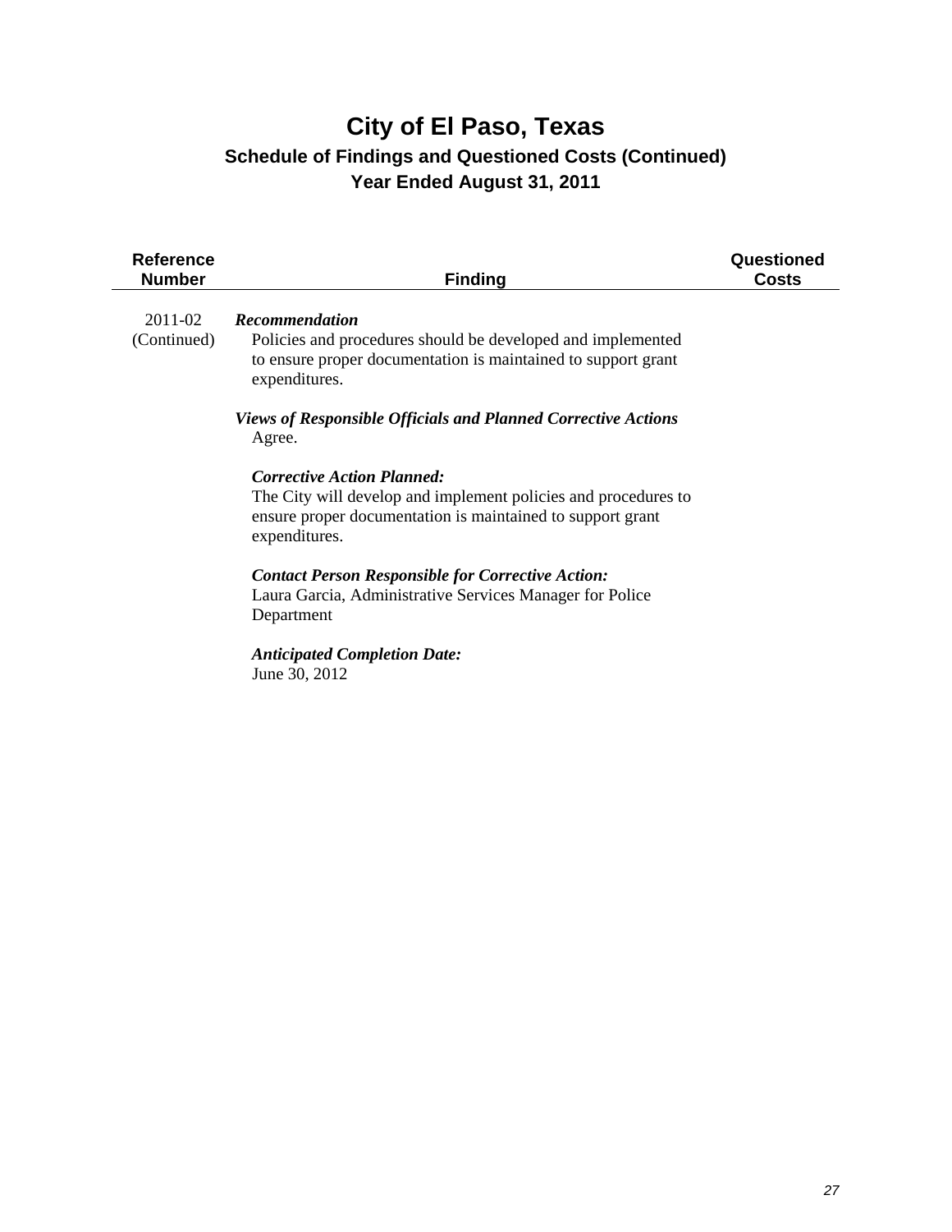# City of El Paso, Texas

## Schedule of Findings and Questioned Costs (Continued)

## Year Ended August 31, 2011

| Reference Number | Finding | Questioned Costs |
|---|---|---|
| 2011-02 (Continued) | ***Recommendation*** Policies and procedures should be developed and implemented to ensure proper documentation is maintained to support grant expenditures. | |
| | ***Views of Responsible Officials and Planned Corrective Actions*** Agree. | |
| | ***Corrective Action Planned:*** The City will develop and implement policies and procedures to ensure proper documentation is maintained to support grant expenditures. | |
| | ***Contact Person Responsible for Corrective Action:*** Laura Garcia, Administrative Services Manager for Police Department | |
| | ***Anticipated Completion Date:*** June 30, 2012 | |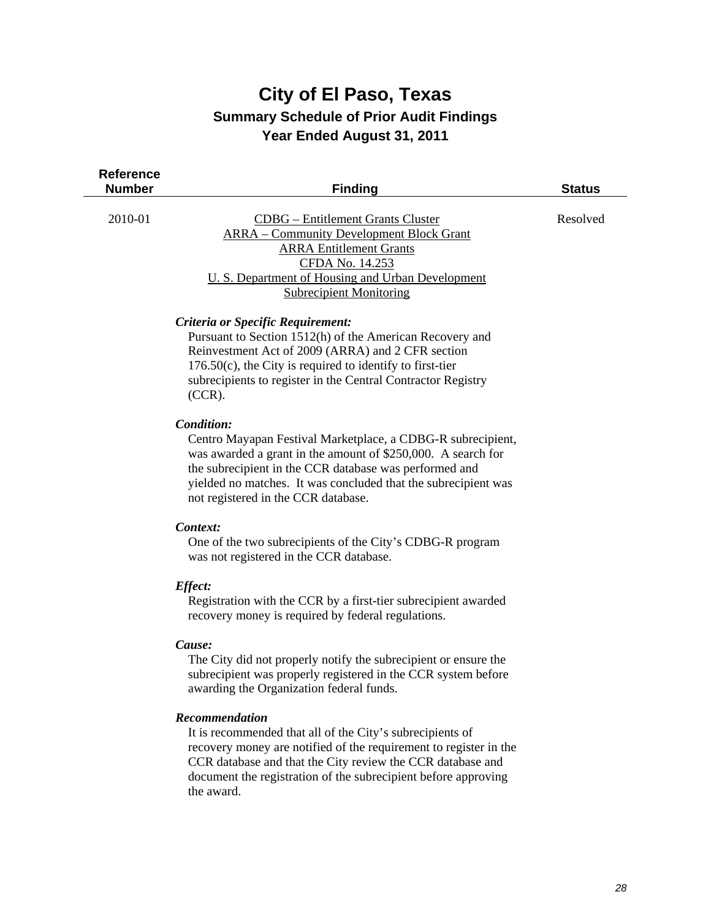# City of El Paso, Texas

## Summary Schedule of Prior Audit Findings

## Year Ended August 31, 2011

| Reference Number | Finding | Status |
|---|---|---|
| 2010-01 | CDBG – Entitlement Grants Cluster<br>ARRA – Community Development Block Grant<br>ARRA Entitlement Grants<br>CFDA No. 14.253<br>U. S. Department of Housing and Urban Development<br>Subrecipient Monitoring | Resolved |

***Criteria or Specific Requirement:***

Pursuant to Section 1512(h) of the American Recovery and Reinvestment Act of 2009 (ARRA) and 2 CFR section 176.50(c), the City is required to identify to first-tier subrecipients to register in the Central Contractor Registry (CCR).

***Condition:***

Centro Mayapan Festival Marketplace, a CDBG-R subrecipient, was awarded a grant in the amount of $250,000. A search for the subrecipient in the CCR database was performed and yielded no matches. It was concluded that the subrecipient was not registered in the CCR database.

***Context:***

One of the two subrecipients of the City's CDBG-R program was not registered in the CCR database.

***Effect:***

Registration with the CCR by a first-tier subrecipient awarded recovery money is required by federal regulations.

***Cause:***

The City did not properly notify the subrecipient or ensure the subrecipient was properly registered in the CCR system before awarding the Organization federal funds.

***Recommendation***

It is recommended that all of the City's subrecipients of recovery money are notified of the requirement to register in the CCR database and that the City review the CCR database and document the registration of the subrecipient before approving the award.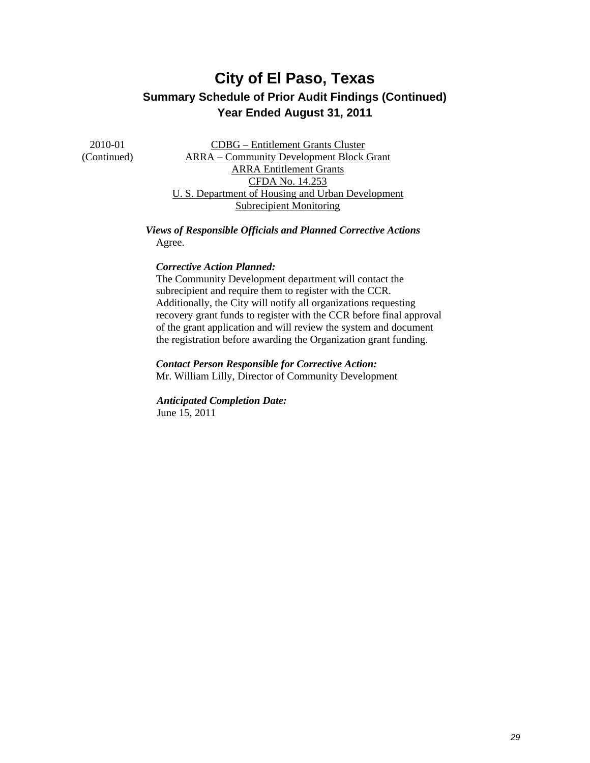# City of El Paso, Texas

## Summary Schedule of Prior Audit Findings (Continued)

## Year Ended August 31, 2011

2010-01
(Continued)

CDBG – Entitlement Grants Cluster
ARRA – Community Development Block Grant
ARRA Entitlement Grants
CFDA No. 14.253
U. S. Department of Housing and Urban Development
Subrecipient Monitoring

***Views of Responsible Officials and Planned Corrective Actions***
Agree.

***Corrective Action Planned:***
The Community Development department will contact the subrecipient and require them to register with the CCR. Additionally, the City will notify all organizations requesting recovery grant funds to register with the CCR before final approval of the grant application and will review the system and document the registration before awarding the Organization grant funding.

***Contact Person Responsible for Corrective Action:***
Mr. William Lilly, Director of Community Development

***Anticipated Completion Date:***
June 15, 2011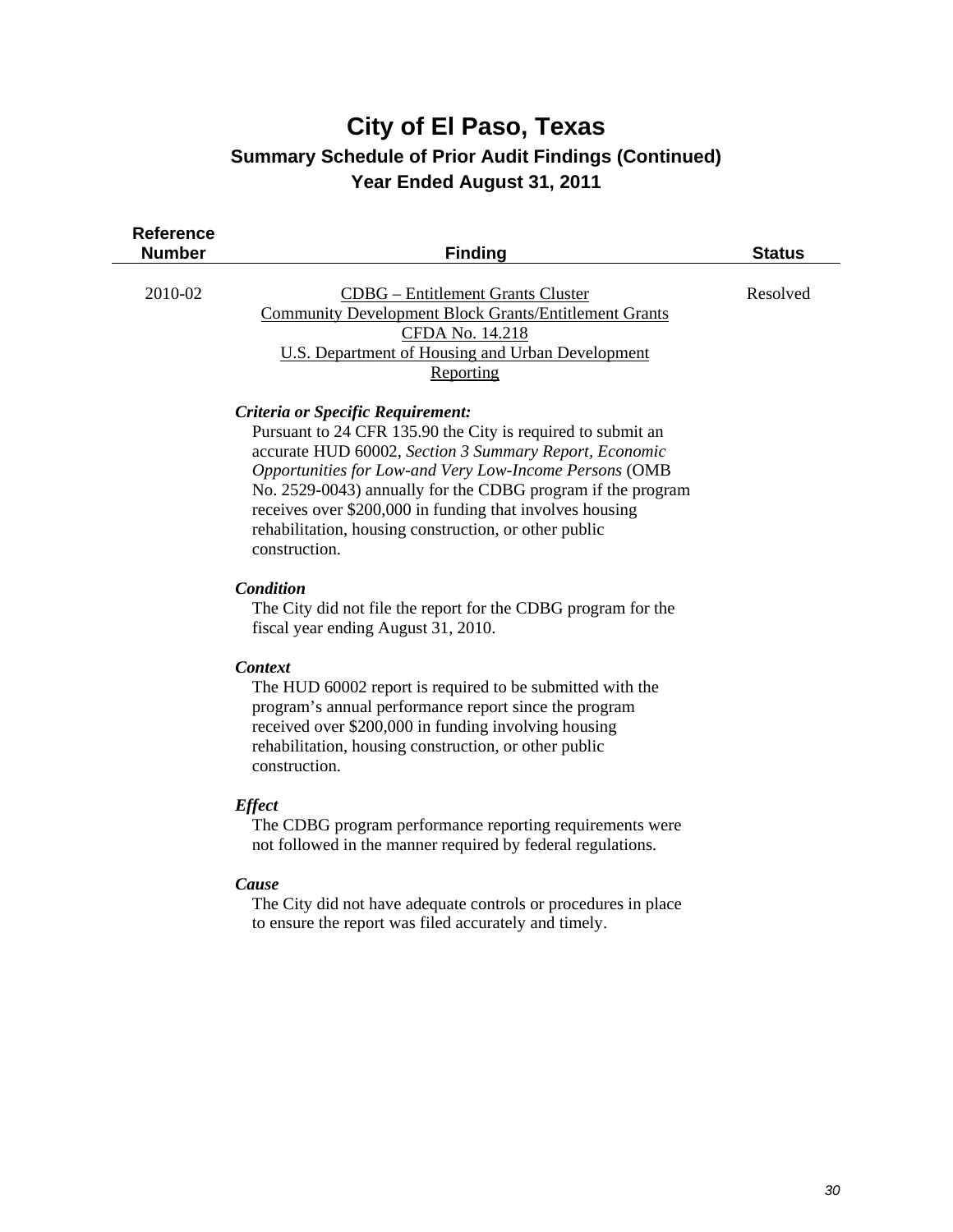# City of El Paso, Texas

## Summary Schedule of Prior Audit Findings (Continued)

## Year Ended August 31, 2011

| Reference Number | Finding | Status |
|---|---|---|
| 2010-02 | CDBG – Entitlement Grants Cluster<br>Community Development Block Grants/Entitlement Grants<br>CFDA No. 14.218<br>U.S. Department of Housing and Urban Development<br>Reporting | Resolved |

***Criteria or Specific Requirement:***

Pursuant to 24 CFR 135.90 the City is required to submit an accurate HUD 60002, *Section 3 Summary Report, Economic Opportunities for Low-and Very Low-Income Persons* (OMB No. 2529-0043) annually for the CDBG program if the program receives over $200,000 in funding that involves housing rehabilitation, housing construction, or other public construction.

***Condition***

The City did not file the report for the CDBG program for the fiscal year ending August 31, 2010.

***Context***

The HUD 60002 report is required to be submitted with the program's annual performance report since the program received over $200,000 in funding involving housing rehabilitation, housing construction, or other public construction.

***Effect***

The CDBG program performance reporting requirements were not followed in the manner required by federal regulations.

***Cause***

The City did not have adequate controls or procedures in place to ensure the report was filed accurately and timely.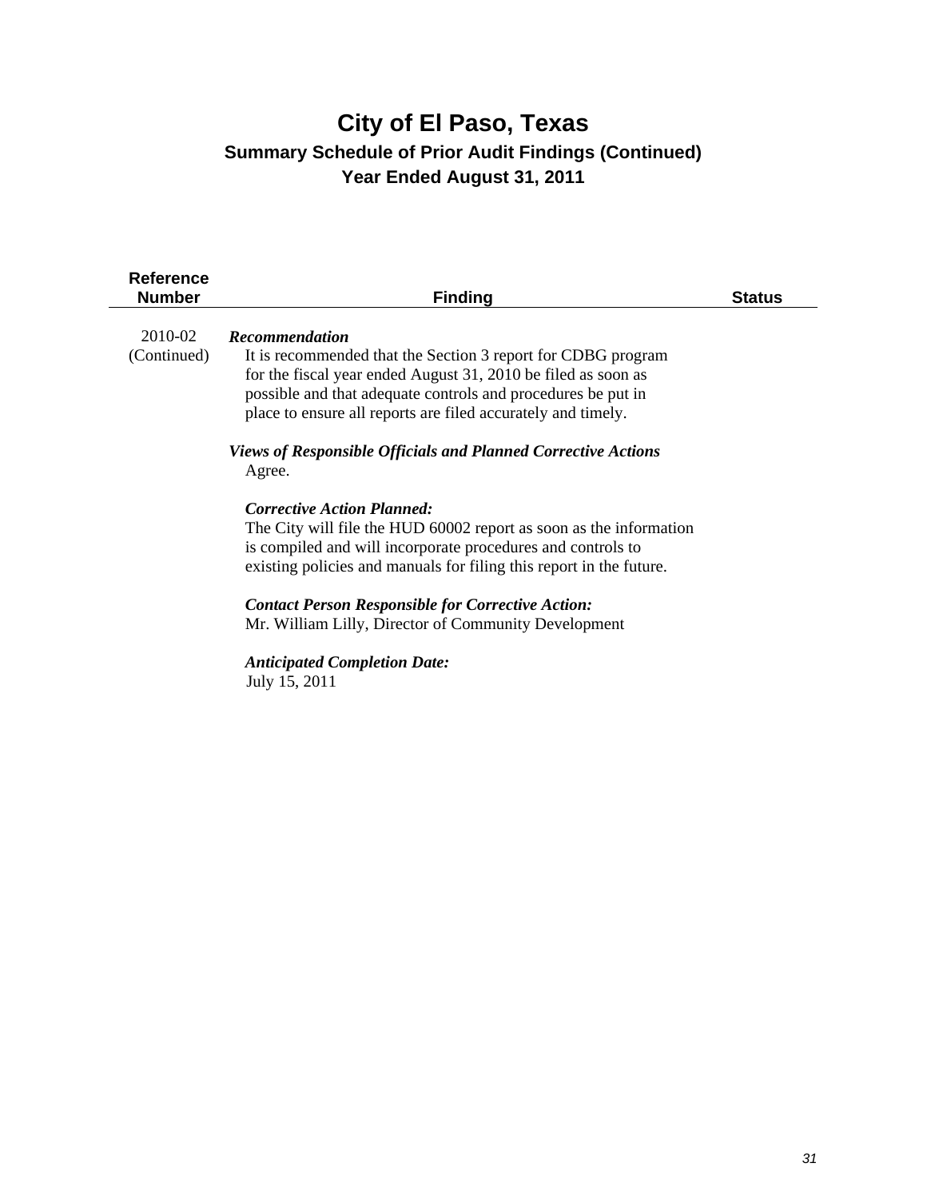# City of El Paso, Texas

## Summary Schedule of Prior Audit Findings (Continued)

## Year Ended August 31, 2011

| Reference Number | Finding | Status |
|---|---|---|
| 2010-02 (Continued) | ***Recommendation*** It is recommended that the Section 3 report for CDBG program for the fiscal year ended August 31, 2010 be filed as soon as possible and that adequate controls and procedures be put in place to ensure all reports are filed accurately and timely. | |
| | ***Views of Responsible Officials and Planned Corrective Actions*** Agree. | |
| | ***Corrective Action Planned:*** The City will file the HUD 60002 report as soon as the information is compiled and will incorporate procedures and controls to existing policies and manuals for filing this report in the future. | |
| | ***Contact Person Responsible for Corrective Action:*** Mr. William Lilly, Director of Community Development | |
| | ***Anticipated Completion Date:*** July 15, 2011 | |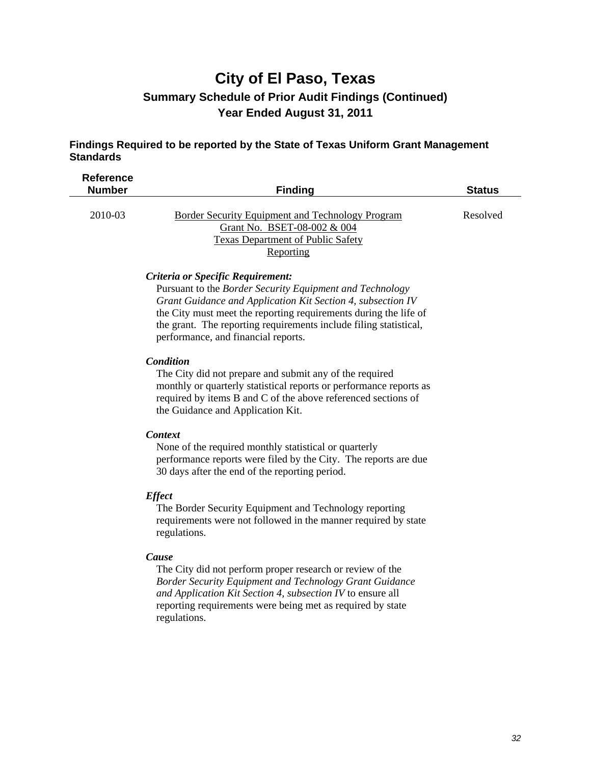# City of El Paso, Texas

## Summary Schedule of Prior Audit Findings (Continued)

## Year Ended August 31, 2011

### Findings Required to be reported by the State of Texas Uniform Grant Management Standards

| Reference Number | Finding | Status |
|---|---|---|
| 2010-03 | Border Security Equipment and Technology Program<br>Grant No. BSET-08-002 & 004<br>Texas Department of Public Safety<br>Reporting | Resolved |

***Criteria or Specific Requirement:***

Pursuant to the *Border Security Equipment and Technology Grant Guidance and Application Kit Section 4, subsection IV* the City must meet the reporting requirements during the life of the grant. The reporting requirements include filing statistical, performance, and financial reports.

***Condition***

The City did not prepare and submit any of the required monthly or quarterly statistical reports or performance reports as required by items B and C of the above referenced sections of the Guidance and Application Kit.

***Context***

None of the required monthly statistical or quarterly performance reports were filed by the City. The reports are due 30 days after the end of the reporting period.

***Effect***

The Border Security Equipment and Technology reporting requirements were not followed in the manner required by state regulations.

***Cause***

The City did not perform proper research or review of the *Border Security Equipment and Technology Grant Guidance and Application Kit Section 4, subsection IV* to ensure all reporting requirements were being met as required by state regulations.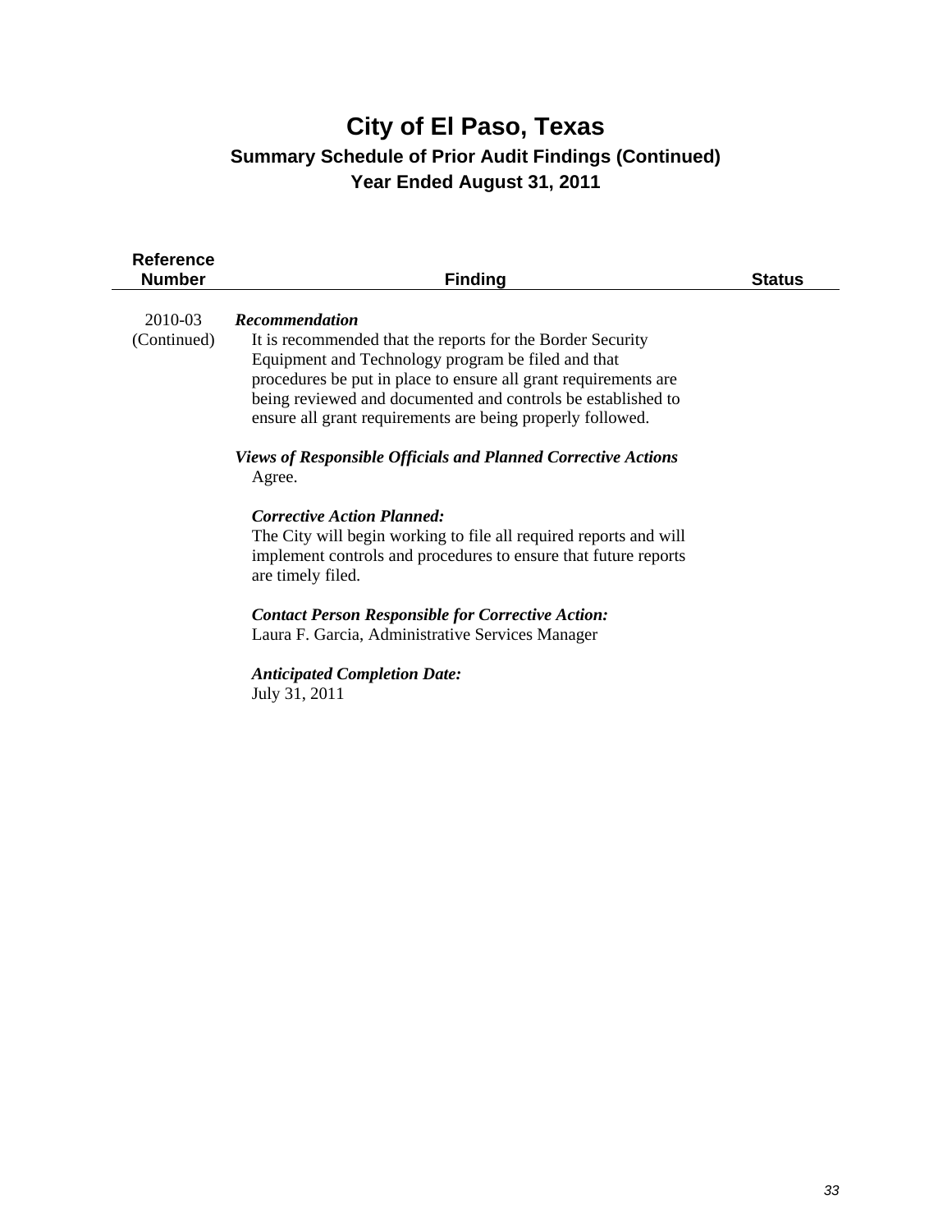# City of El Paso, Texas

## Summary Schedule of Prior Audit Findings (Continued)

## Year Ended August 31, 2011

| Reference Number | Finding | Status |
|---|---|---|
| 2010-03 (Continued) | ***Recommendation***<br>It is recommended that the reports for the Border Security Equipment and Technology program be filed and that procedures be put in place to ensure all grant requirements are being reviewed and documented and controls be established to ensure all grant requirements are being properly followed.<br><br>***Views of Responsible Officials and Planned Corrective Actions***<br>Agree.<br><br>***Corrective Action Planned:***<br>The City will begin working to file all required reports and will implement controls and procedures to ensure that future reports are timely filed.<br><br>***Contact Person Responsible for Corrective Action:***<br>Laura F. Garcia, Administrative Services Manager<br><br>***Anticipated Completion Date:***<br>July 31, 2011 | |